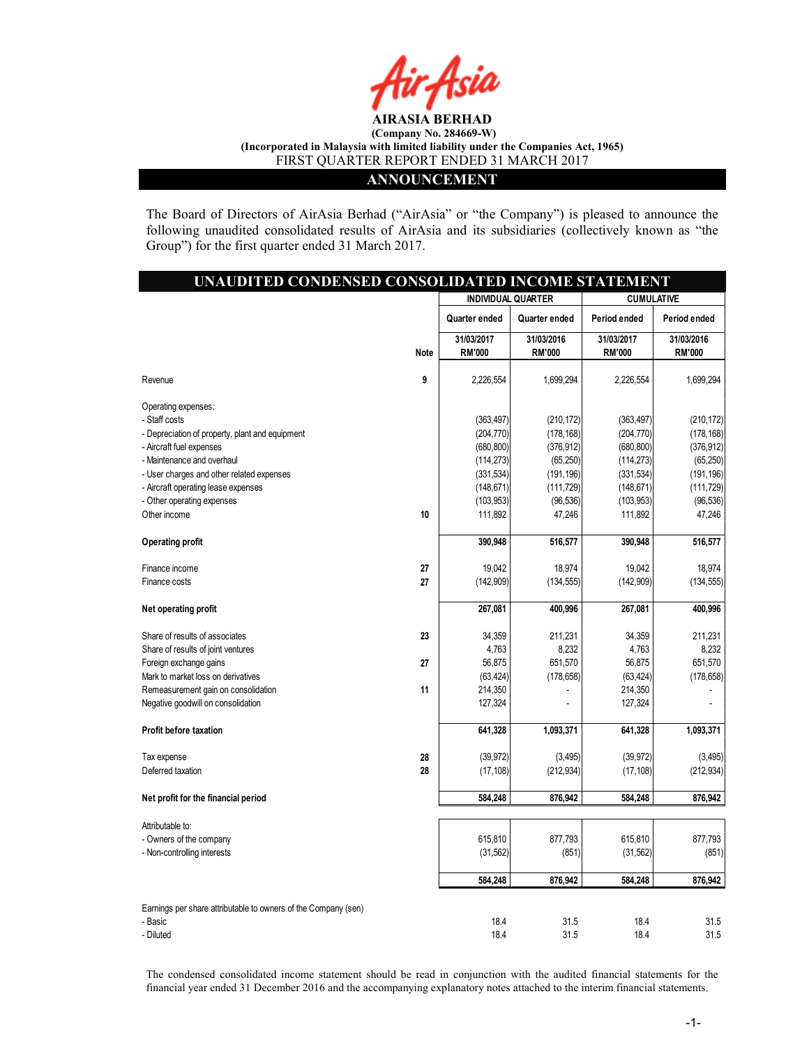**AIRASIA BERHAD**

**(Company No. 284669-W)**

**(Incorporated in Malaysia with limited liability under the Companies Act, 1965)**

FIRST QUARTER REPORT ENDED 31 MARCH 2017

## ANNOUNCEMENT

The Board of Directors of AirAsia Berhad ("AirAsia" or "the Company") is pleased to announce the following unaudited consolidated results of AirAsia and its subsidiaries (collectively known as "the Group") for the first quarter ended 31 March 2017.

## UNAUDITED CONDENSED CONSOLIDATED INCOME STATEMENT

| | | INDIVIDUAL QUARTER | | CUMULATIVE | |
|---|---|---|---|---|---|
| | | Quarter ended | Quarter ended | Period ended | Period ended |
| | Note | 31/03/2017 RM'000 | 31/03/2016 RM'000 | 31/03/2017 RM'000 | 31/03/2016 RM'000 |
| Revenue | 9 | 2,226,554 | 1,699,294 | 2,226,554 | 1,699,294 |
| Operating expenses: | | | | | |
| - Staff costs | | (363,497) | (210,172) | (363,497) | (210,172) |
| - Depreciation of property, plant and equipment | | (204,770) | (178,168) | (204,770) | (178,168) |
| - Aircraft fuel expenses | | (680,800) | (376,912) | (680,800) | (376,912) |
| - Maintenance and overhaul | | (114,273) | (65,250) | (114,273) | (65,250) |
| - User charges and other related expenses | | (331,534) | (191,196) | (331,534) | (191,196) |
| - Aircraft operating lease expenses | | (148,671) | (111,729) | (148,671) | (111,729) |
| - Other operating expenses | | (103,953) | (96,536) | (103,953) | (96,536) |
| Other income | 10 | 111,892 | 47,246 | 111,892 | 47,246 |
| **Operating profit** | | **390,948** | **516,577** | **390,948** | **516,577** |
| Finance income | 27 | 19,042 | 18,974 | 19,042 | 18,974 |
| Finance costs | 27 | (142,909) | (134,555) | (142,909) | (134,555) |
| **Net operating profit** | | **267,081** | **400,996** | **267,081** | **400,996** |
| Share of results of associates | 23 | 34,359 | 211,231 | 34,359 | 211,231 |
| Share of results of joint ventures | | 4,763 | 8,232 | 4,763 | 8,232 |
| Foreign exchange gains | 27 | 56,875 | 651,570 | 56,875 | 651,570 |
| Mark to market loss on derivatives | | (63,424) | (178,658) | (63,424) | (178,658) |
| Remeasurement gain on consolidation | 11 | 214,350 | - | 214,350 | - |
| Negative goodwill on consolidation | | 127,324 | - | 127,324 | - |
| **Profit before taxation** | | **641,328** | **1,093,371** | **641,328** | **1,093,371** |
| Tax expense | 28 | (39,972) | (3,495) | (39,972) | (3,495) |
| Deferred taxation | 28 | (17,108) | (212,934) | (17,108) | (212,934) |
| **Net profit for the financial period** | | **584,248** | **876,942** | **584,248** | **876,942** |
| Attributable to: | | | | | |
| - Owners of the company | | 615,810 | 877,793 | 615,810 | 877,793 |
| - Non-controlling interests | | (31,562) | (851) | (31,562) | (851) |
| | | **584,248** | **876,942** | **584,248** | **876,942** |
| Earnings per share attributable to owners of the Company (sen) | | | | | |
| - Basic | | 18.4 | 31.5 | 18.4 | 31.5 |
| - Diluted | | 18.4 | 31.5 | 18.4 | 31.5 |

The condensed consolidated income statement should be read in conjunction with the audited financial statements for the financial year ended 31 December 2016 and the accompanying explanatory notes attached to the interim financial statements.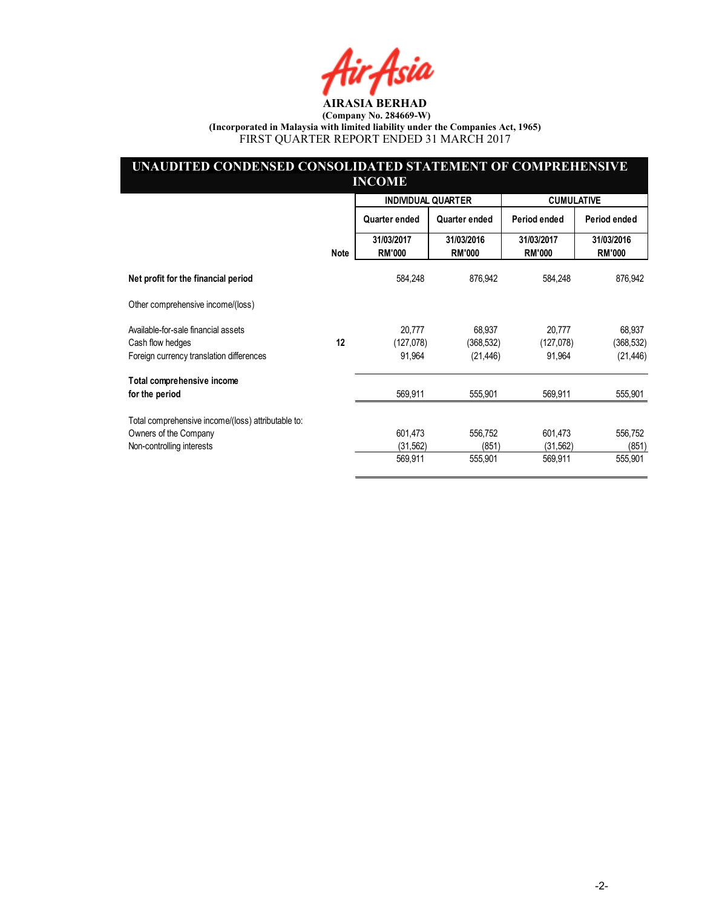**AIRASIA BERHAD**
**(Company No. 284669-W)**
**(Incorporated in Malaysia with limited liability under the Companies Act, 1965)**
FIRST QUARTER REPORT ENDED 31 MARCH 2017

## UNAUDITED CONDENSED CONSOLIDATED STATEMENT OF COMPREHENSIVE INCOME

| | Note | INDIVIDUAL QUARTER | | CUMULATIVE | |
|---|---|---|---|---|---|
| | | Quarter ended | Quarter ended | Period ended | Period ended |
| | | 31/03/2017 RM'000 | 31/03/2016 RM'000 | 31/03/2017 RM'000 | 31/03/2016 RM'000 |
| **Net profit for the financial period** | | 584,248 | 876,942 | 584,248 | 876,942 |
| Other comprehensive income/(loss) | | | | | |
| Available-for-sale financial assets | | 20,777 | 68,937 | 20,777 | 68,937 |
| Cash flow hedges | 12 | (127,078) | (368,532) | (127,078) | (368,532) |
| Foreign currency translation differences | | 91,964 | (21,446) | 91,964 | (21,446) |
| **Total comprehensive income for the period** | | 569,911 | 555,901 | 569,911 | 555,901 |
| Total comprehensive income/(loss) attributable to: | | | | | |
| Owners of the Company | | 601,473 | 556,752 | 601,473 | 556,752 |
| Non-controlling interests | | (31,562) | (851) | (31,562) | (851) |
| | | 569,911 | 555,901 | 569,911 | 555,901 |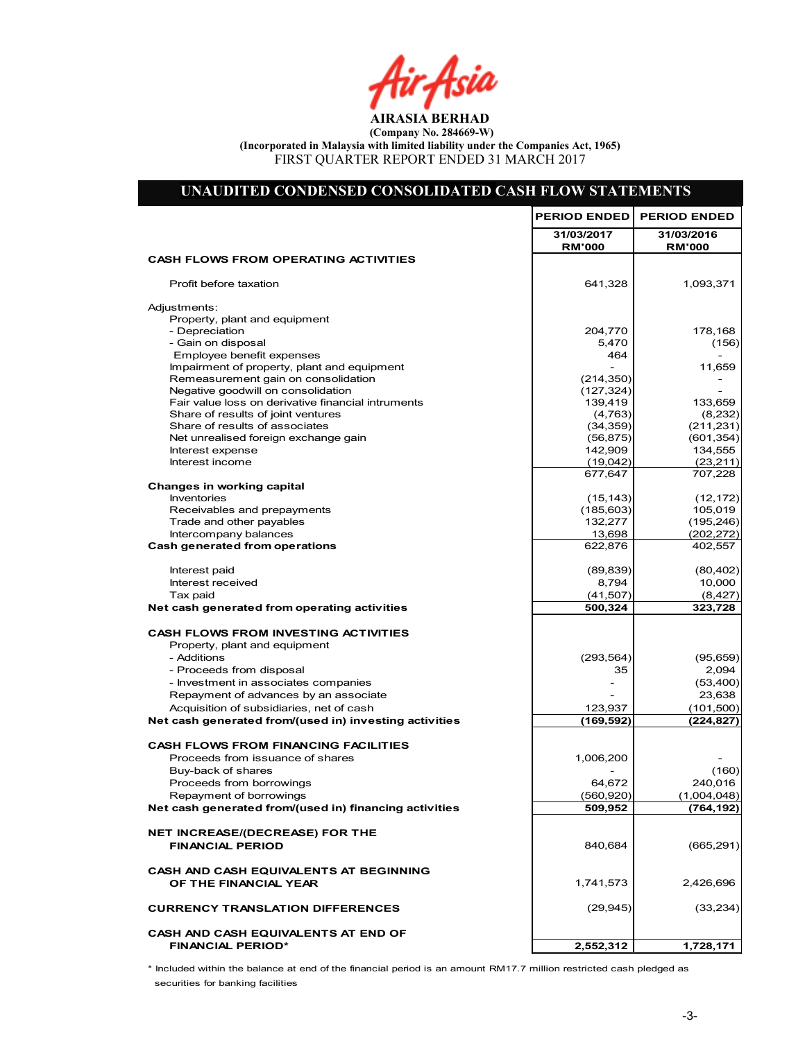**AIRASIA BERHAD**

**(Company No. 284669-W)**

**(Incorporated in Malaysia with limited liability under the Companies Act, 1965)**

FIRST QUARTER REPORT ENDED 31 MARCH 2017

## UNAUDITED CONDENSED CONSOLIDATED CASH FLOW STATEMENTS

| | PERIOD ENDED | PERIOD ENDED |
|---|---|---|
| | 31/03/2017<br>RM'000 | 31/03/2016<br>RM'000 |
| **CASH FLOWS FROM OPERATING ACTIVITIES** | | |
| Profit before taxation | 641,328 | 1,093,371 |
| Adjustments: | | |
| Property, plant and equipment | | |
| - Depreciation | 204,770 | 178,168 |
| - Gain on disposal | 5,470 | (156) |
| Employee benefit expenses | 464 | - |
| Impairment of property, plant and equipment | - | 11,659 |
| Remeasurement gain on consolidation | (214,350) | - |
| Negative goodwill on consolidation | (127,324) | - |
| Fair value loss on derivative financial intruments | 139,419 | 133,659 |
| Share of results of joint ventures | (4,763) | (8,232) |
| Share of results of associates | (34,359) | (211,231) |
| Net unrealised foreign exchange gain | (56,875) | (601,354) |
| Interest expense | 142,909 | 134,555 |
| Interest income | (19,042) | (23,211) |
| | 677,647 | 707,228 |
| **Changes in working capital** | | |
| Inventories | (15,143) | (12,172) |
| Receivables and prepayments | (185,603) | 105,019 |
| Trade and other payables | 132,277 | (195,246) |
| Intercompany balances | 13,698 | (202,272) |
| **Cash generated from operations** | 622,876 | 402,557 |
| Interest paid | (89,839) | (80,402) |
| Interest received | 8,794 | 10,000 |
| Tax paid | (41,507) | (8,427) |
| **Net cash generated from operating activities** | **500,324** | **323,728** |
| **CASH FLOWS FROM INVESTING ACTIVITIES** | | |
| Property, plant and equipment | | |
| - Additions | (293,564) | (95,659) |
| - Proceeds from disposal | 35 | 2,094 |
| - Investment in associates companies | - | (53,400) |
| Repayment of advances by an associate | - | 23,638 |
| Acquisition of subsidiaries, net of cash | 123,937 | (101,500) |
| **Net cash generated from/(used in) investing activities** | **(169,592)** | **(224,827)** |
| **CASH FLOWS FROM FINANCING FACILITIES** | | |
| Proceeds from issuance of shares | 1,006,200 | - |
| Buy-back of shares | - | (160) |
| Proceeds from borrowings | 64,672 | 240,016 |
| Repayment of borrowings | (560,920) | (1,004,048) |
| **Net cash generated from/(used in) financing activities** | **509,952** | **(764,192)** |
| **NET INCREASE/(DECREASE) FOR THE FINANCIAL PERIOD** | 840,684 | (665,291) |
| **CASH AND CASH EQUIVALENTS AT BEGINNING OF THE FINANCIAL YEAR** | 1,741,573 | 2,426,696 |
| **CURRENCY TRANSLATION DIFFERENCES** | (29,945) | (33,234) |
| **CASH AND CASH EQUIVALENTS AT END OF FINANCIAL PERIOD*** | **2,552,312** | **1,728,171** |

\* Included within the balance at end of the financial period is an amount RM17.7 million restricted cash pledged as securities for banking facilities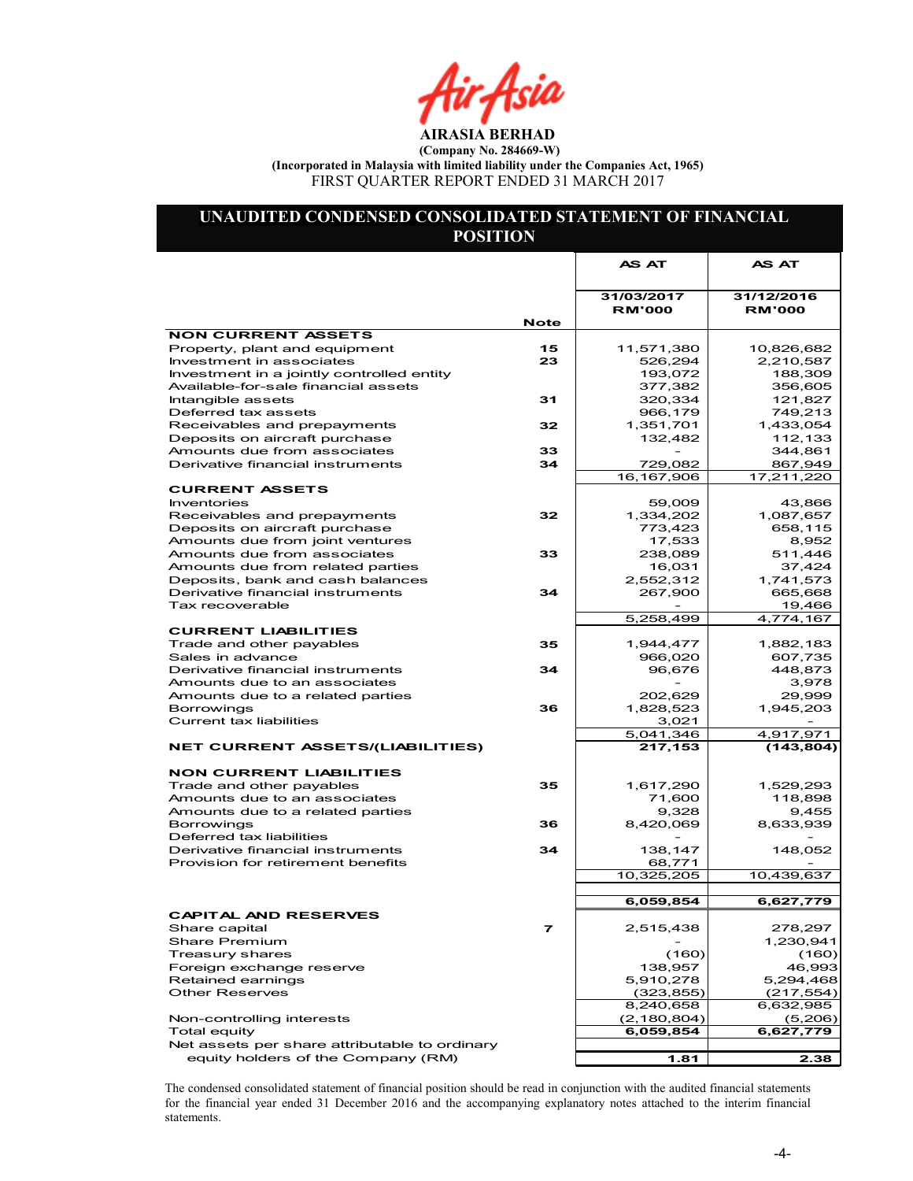**AIRASIA BERHAD**

**(Company No. 284669-W)**

**(Incorporated in Malaysia with limited liability under the Companies Act, 1965)**

FIRST QUARTER REPORT ENDED 31 MARCH 2017

## UNAUDITED CONDENSED CONSOLIDATED STATEMENT OF FINANCIAL POSITION

| | Note | AS AT 31/03/2017 RM'000 | AS AT 31/12/2016 RM'000 |
|---|---|---|---|
| **NON CURRENT ASSETS** | | | |
| Property, plant and equipment | 15 | 11,571,380 | 10,826,682 |
| Investment in associates | 23 | 526,294 | 2,210,587 |
| Investment in a jointly controlled entity | | 193,072 | 188,309 |
| Available-for-sale financial assets | | 377,382 | 356,605 |
| Intangible assets | 31 | 320,334 | 121,827 |
| Deferred tax assets | | 966,179 | 749,213 |
| Receivables and prepayments | 32 | 1,351,701 | 1,433,054 |
| Deposits on aircraft purchase | | 132,482 | 112,133 |
| Amounts due from associates | 33 | - | 344,861 |
| Derivative financial instruments | 34 | 729,082 | 867,949 |
| | | 16,167,906 | 17,211,220 |
| **CURRENT ASSETS** | | | |
| Inventories | | 59,009 | 43,866 |
| Receivables and prepayments | 32 | 1,334,202 | 1,087,657 |
| Deposits on aircraft purchase | | 773,423 | 658,115 |
| Amounts due from joint ventures | | 17,533 | 8,952 |
| Amounts due from associates | 33 | 238,089 | 511,446 |
| Amounts due from related parties | | 16,031 | 37,424 |
| Deposits, bank and cash balances | | 2,552,312 | 1,741,573 |
| Derivative financial instruments | 34 | 267,900 | 665,668 |
| Tax recoverable | | - | 19,466 |
| | | 5,258,499 | 4,774,167 |
| **CURRENT LIABILITIES** | | | |
| Trade and other payables | 35 | 1,944,477 | 1,882,183 |
| Sales in advance | | 966,020 | 607,735 |
| Derivative financial instruments | 34 | 96,676 | 448,873 |
| Amounts due to an associates | | - | 3,978 |
| Amounts due to a related parties | | 202,629 | 29,999 |
| Borrowings | 36 | 1,828,523 | 1,945,203 |
| Current tax liabilities | | 3,021 | - |
| | | 5,041,346 | 4,917,971 |
| **NET CURRENT ASSETS/(LIABILITIES)** | | **217,153** | **(143,804)** |
| **NON CURRENT LIABILITIES** | | | |
| Trade and other payables | 35 | 1,617,290 | 1,529,293 |
| Amounts due to an associates | | 71,600 | 118,898 |
| Amounts due to a related parties | | 9,328 | 9,455 |
| Borrowings | 36 | 8,420,069 | 8,633,939 |
| Deferred tax liabilities | | - | - |
| Derivative financial instruments | 34 | 138,147 | 148,052 |
| Provision for retirement benefits | | 68,771 | - |
| | | 10,325,205 | 10,439,637 |
| | | **6,059,854** | **6,627,779** |
| **CAPITAL AND RESERVES** | | | |
| Share capital | 7 | 2,515,438 | 278,297 |
| Share Premium | | - | 1,230,941 |
| Treasury shares | | (160) | (160) |
| Foreign exchange reserve | | 138,957 | 46,993 |
| Retained earnings | | 5,910,278 | 5,294,468 |
| Other Reserves | | (323,855) | (217,554) |
| | | 8,240,658 | 6,632,985 |
| Non-controlling interests | | (2,180,804) | (5,206) |
| Total equity | | **6,059,854** | **6,627,779** |
| Net assets per share attributable to ordinary equity holders of the Company (RM) | | **1.81** | **2.38** |

The condensed consolidated statement of financial position should be read in conjunction with the audited financial statements for the financial year ended 31 December 2016 and the accompanying explanatory notes attached to the interim financial statements.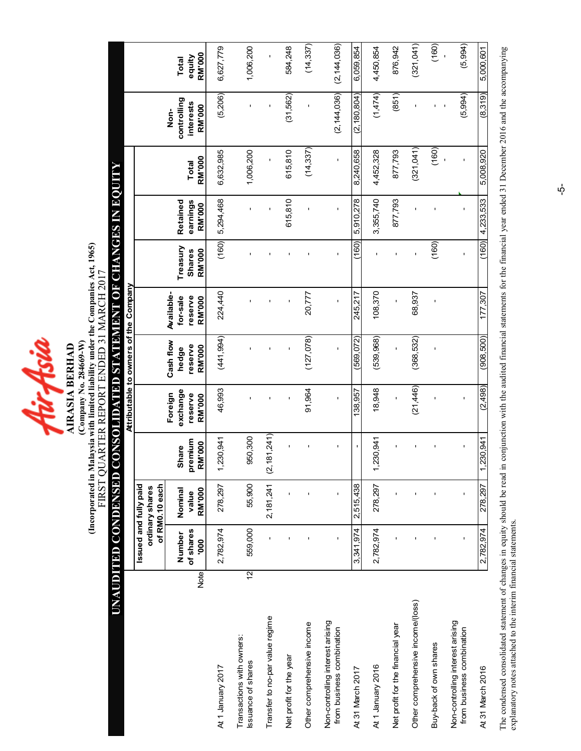# AIRASIA BERHAD

**(Company No. 284669-W)**

**(Incorporated in Malaysia with limited liability under the Companies Act, 1965)**

FIRST QUARTER REPORT ENDED 31 MARCH 2017

## UNAUDITED CONDENSED CONSOLIDATED STATEMENT OF CHANGES IN EQUITY

| | Note | Issued and fully paid ordinary shares of RM0.10 each | | Attributable to owners of the Company | | | | | | | | | |
|---|---|---|---|---|---|---|---|---|---|---|---|---|---|
| | | Number of shares '000 | Nominal value RM'000 | Share premium RM'000 | Foreign exchange reserve RM'000 | Cash flow hedge reserve RM'000 | Available-for-sale reserve RM'000 | Treasury Shares RM'000 | Retained earnings RM'000 | Total RM'000 | Non-controlling interests RM'000 | Total equity RM'000 |
| At 1 January 2017 | | 2,782,974 | 278,297 | 1,230,941 | 46,993 | (441,994) | 224,440 | (160) | 5,294,468 | 6,632,985 | (5,206) | 6,627,779 |
| Transactions with owners: Issuance of shares | 12 | 559,000 | 55,900 | 950,300 | - | - | - | - | - | 1,006,200 | - | 1,006,200 |
| Transfer to no-par value regime | | - | 2,181,241 | (2,181,241) | - | - | - | - | - | - | - | - |
| Net profit for the year | | - | - | - | - | - | - | - | 615,810 | 615,810 | (31,562) | 584,248 |
| Other comprehensive income | | - | - | - | 91,964 | (127,078) | 20,777 | - | - | (14,337) | - | (14,337) |
| Non-controlling interest arising from business combination | | - | - | - | - | - | - | - | - | - | (2,144,036) | (2,144,036) |
| At 31 March 2017 | | 3,341,974 | 2,515,438 | - | 138,957 | (569,072) | 245,217 | (160) | 5,910,278 | 8,240,658 | (2,180,804) | 6,059,854 |
| At 1 January 2016 | | 2,782,974 | 278,297 | 1,230,941 | 18,948 | (539,968) | 108,370 | - | 3,355,740 | 4,452,328 | (1,474) | 4,450,854 |
| Net profit for the financial year | | - | - | - | - | - | - | - | 877,793 | 877,793 | (851) | 876,942 |
| Other comprehensive income/(loss) | | - | - | - | (21,446) | (368,532) | 68,937 | - | - | (321,041) | - | (321,041) |
| Buy-back of own shares | | - | - | - | - | - | - | (160) | - | (160) | - | (160) |
| Non-controlling interest arising from business combination | | - | - | - | - | - | - | - | - | - | (5,994) | (5,994) |
| At 31 March 2016 | | 2,782,974 | 278,297 | 1,230,941 | (2,498) | (908,500) | 177,307 | (160) | 4,233,533 | 5,008,920 | (8,319) | 5,000,601 |

The condensed consolidated statement of changes in equity should be read in conjunction with the audited financial statements for the financial year ended 31 December 2016 and the accompanying explanatory notes attached to the interim financial statements.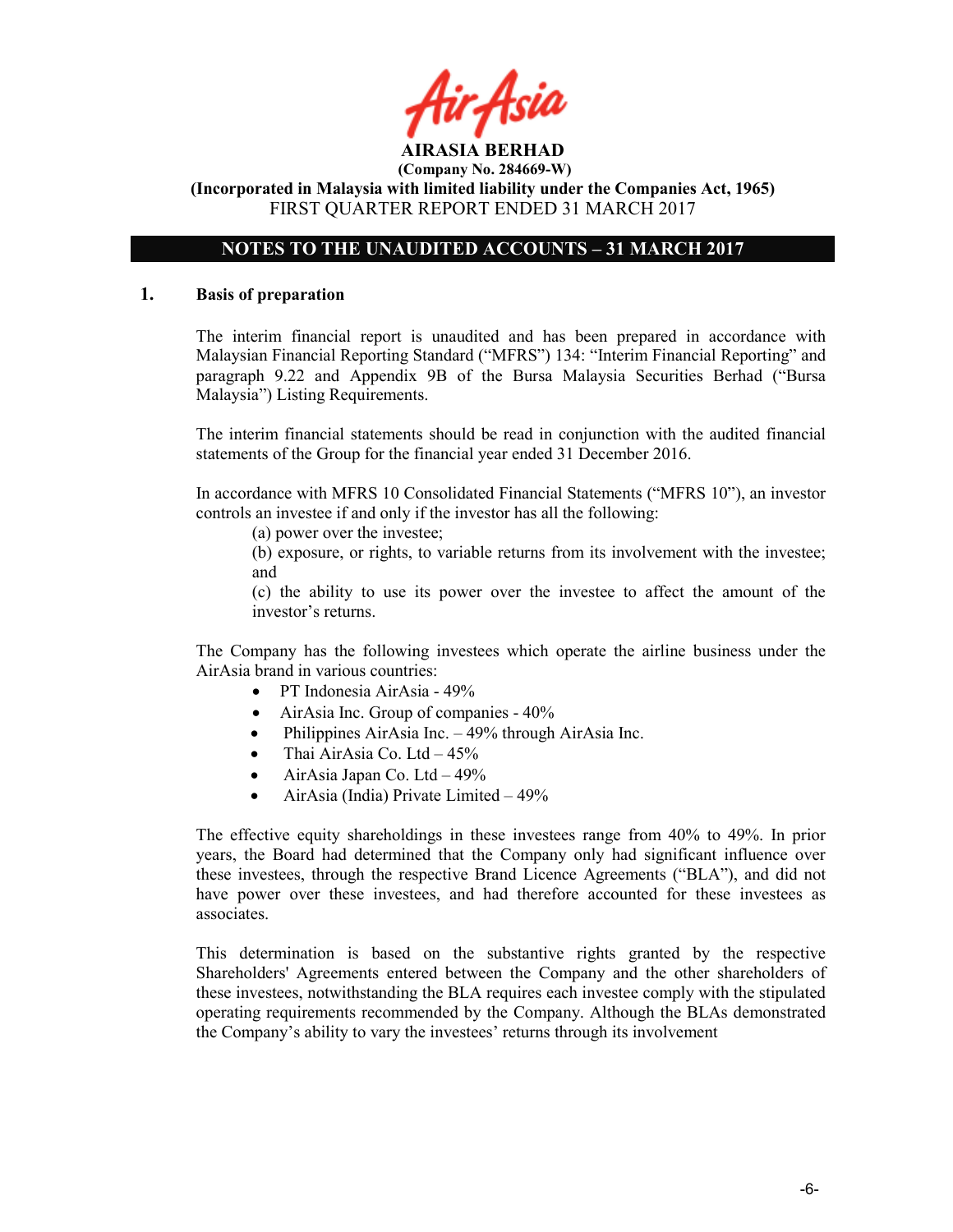**AIRASIA BERHAD**
**(Company No. 284669-W)**
**(Incorporated in Malaysia with limited liability under the Companies Act, 1965)**
FIRST QUARTER REPORT ENDED 31 MARCH 2017

## NOTES TO THE UNAUDITED ACCOUNTS – 31 MARCH 2017

### 1. Basis of preparation

The interim financial report is unaudited and has been prepared in accordance with Malaysian Financial Reporting Standard ("MFRS") 134: "Interim Financial Reporting" and paragraph 9.22 and Appendix 9B of the Bursa Malaysia Securities Berhad ("Bursa Malaysia") Listing Requirements.

The interim financial statements should be read in conjunction with the audited financial statements of the Group for the financial year ended 31 December 2016.

In accordance with MFRS 10 Consolidated Financial Statements ("MFRS 10"), an investor controls an investee if and only if the investor has all the following:

(a) power over the investee;
(b) exposure, or rights, to variable returns from its involvement with the investee; and
(c) the ability to use its power over the investee to affect the amount of the investor's returns.

The Company has the following investees which operate the airline business under the AirAsia brand in various countries:

- PT Indonesia AirAsia - 49%
- AirAsia Inc. Group of companies - 40%
- Philippines AirAsia Inc. – 49% through AirAsia Inc.
- Thai AirAsia Co. Ltd – 45%
- AirAsia Japan Co. Ltd – 49%
- AirAsia (India) Private Limited – 49%

The effective equity shareholdings in these investees range from 40% to 49%. In prior years, the Board had determined that the Company only had significant influence over these investees, through the respective Brand Licence Agreements ("BLA"), and did not have power over these investees, and had therefore accounted for these investees as associates.

This determination is based on the substantive rights granted by the respective Shareholders' Agreements entered between the Company and the other shareholders of these investees, notwithstanding the BLA requires each investee comply with the stipulated operating requirements recommended by the Company. Although the BLAs demonstrated the Company's ability to vary the investees' returns through its involvement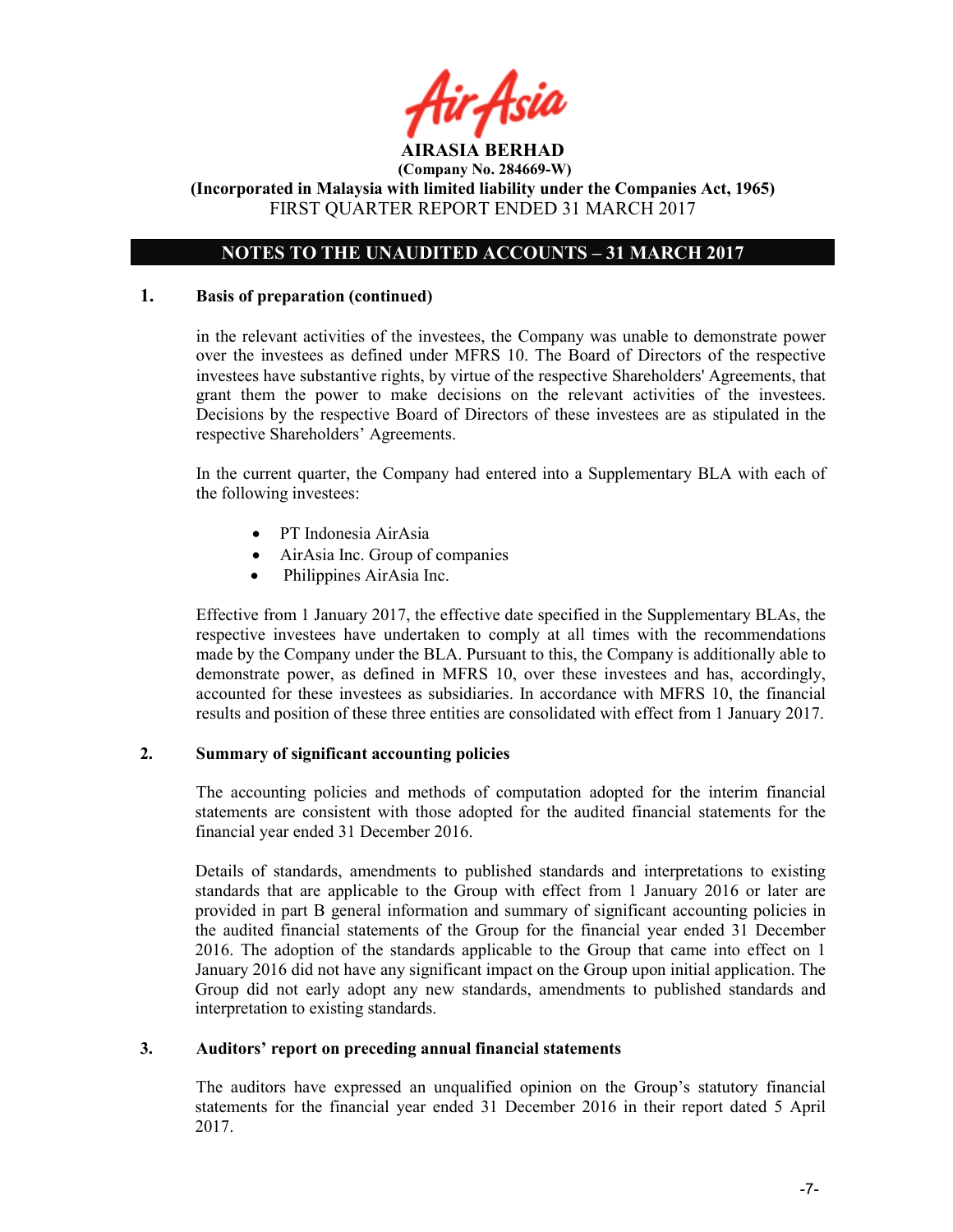## NOTES TO THE UNAUDITED ACCOUNTS – 31 MARCH 2017

### 1. Basis of preparation (continued)

in the relevant activities of the investees, the Company was unable to demonstrate power over the investees as defined under MFRS 10. The Board of Directors of the respective investees have substantive rights, by virtue of the respective Shareholders' Agreements, that grant them the power to make decisions on the relevant activities of the investees. Decisions by the respective Board of Directors of these investees are as stipulated in the respective Shareholders' Agreements.

In the current quarter, the Company had entered into a Supplementary BLA with each of the following investees:

- PT Indonesia AirAsia
- AirAsia Inc. Group of companies
- Philippines AirAsia Inc.

Effective from 1 January 2017, the effective date specified in the Supplementary BLAs, the respective investees have undertaken to comply at all times with the recommendations made by the Company under the BLA. Pursuant to this, the Company is additionally able to demonstrate power, as defined in MFRS 10, over these investees and has, accordingly, accounted for these investees as subsidiaries. In accordance with MFRS 10, the financial results and position of these three entities are consolidated with effect from 1 January 2017.

### 2. Summary of significant accounting policies

The accounting policies and methods of computation adopted for the interim financial statements are consistent with those adopted for the audited financial statements for the financial year ended 31 December 2016.

Details of standards, amendments to published standards and interpretations to existing standards that are applicable to the Group with effect from 1 January 2016 or later are provided in part B general information and summary of significant accounting policies in the audited financial statements of the Group for the financial year ended 31 December 2016. The adoption of the standards applicable to the Group that came into effect on 1 January 2016 did not have any significant impact on the Group upon initial application. The Group did not early adopt any new standards, amendments to published standards and interpretation to existing standards.

### 3. Auditors' report on preceding annual financial statements

The auditors have expressed an unqualified opinion on the Group's statutory financial statements for the financial year ended 31 December 2016 in their report dated 5 April 2017.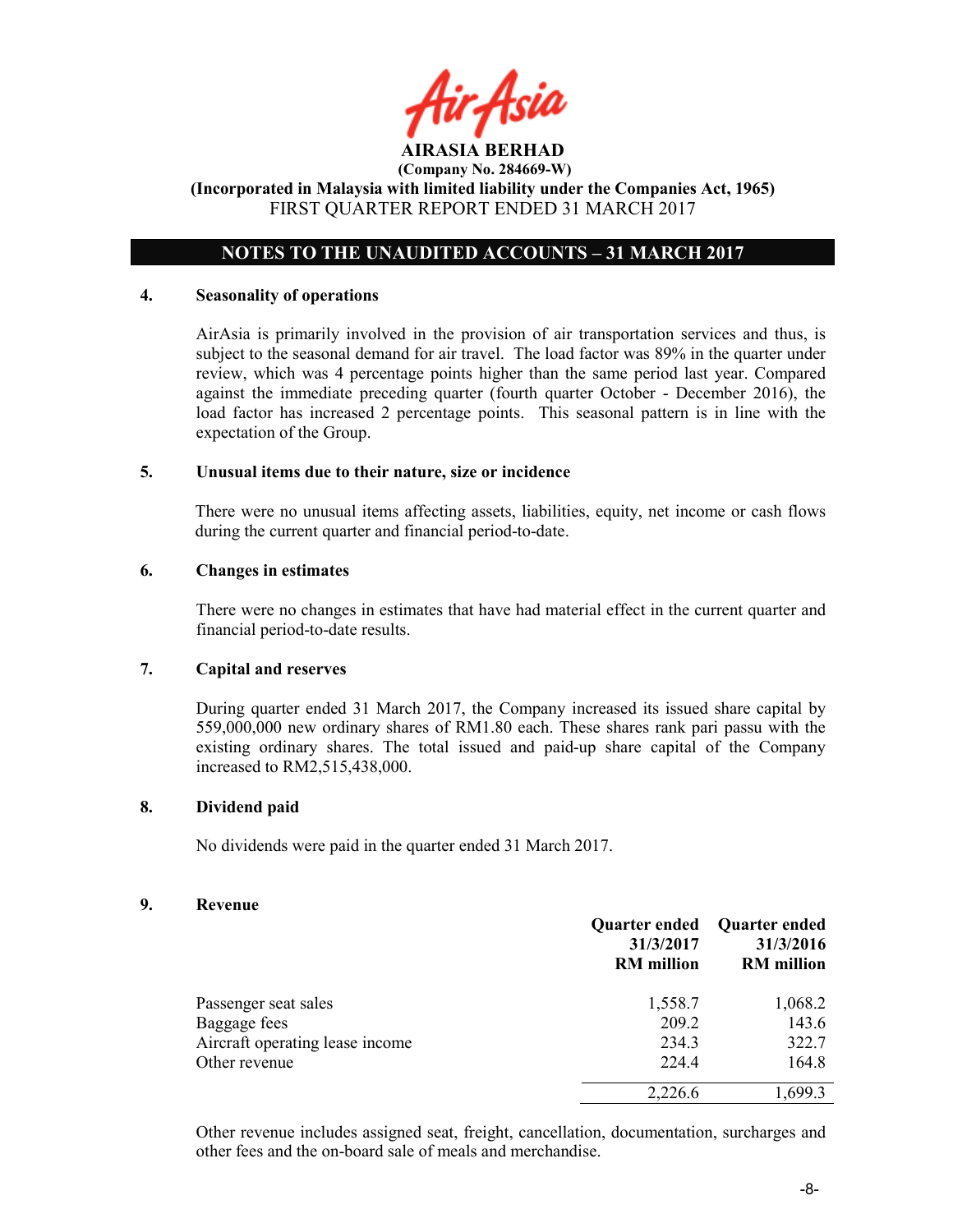**AIRASIA BERHAD**
**(Company No. 284669-W)**
**(Incorporated in Malaysia with limited liability under the Companies Act, 1965)**
FIRST QUARTER REPORT ENDED 31 MARCH 2017

## NOTES TO THE UNAUDITED ACCOUNTS – 31 MARCH 2017

### 4. Seasonality of operations

AirAsia is primarily involved in the provision of air transportation services and thus, is subject to the seasonal demand for air travel. The load factor was 89% in the quarter under review, which was 4 percentage points higher than the same period last year. Compared against the immediate preceding quarter (fourth quarter October - December 2016), the load factor has increased 2 percentage points. This seasonal pattern is in line with the expectation of the Group.

### 5. Unusual items due to their nature, size or incidence

There were no unusual items affecting assets, liabilities, equity, net income or cash flows during the current quarter and financial period-to-date.

### 6. Changes in estimates

There were no changes in estimates that have had material effect in the current quarter and financial period-to-date results.

### 7. Capital and reserves

During quarter ended 31 March 2017, the Company increased its issued share capital by 559,000,000 new ordinary shares of RM1.80 each. These shares rank pari passu with the existing ordinary shares. The total issued and paid-up share capital of the Company increased to RM2,515,438,000.

### 8. Dividend paid

No dividends were paid in the quarter ended 31 March 2017.

### 9. Revenue

| | Quarter ended 31/3/2017 RM million | Quarter ended 31/3/2016 RM million |
|---|---|---|
| Passenger seat sales | 1,558.7 | 1,068.2 |
| Baggage fees | 209.2 | 143.6 |
| Aircraft operating lease income | 234.3 | 322.7 |
| Other revenue | 224.4 | 164.8 |
| | 2,226.6 | 1,699.3 |

Other revenue includes assigned seat, freight, cancellation, documentation, surcharges and other fees and the on-board sale of meals and merchandise.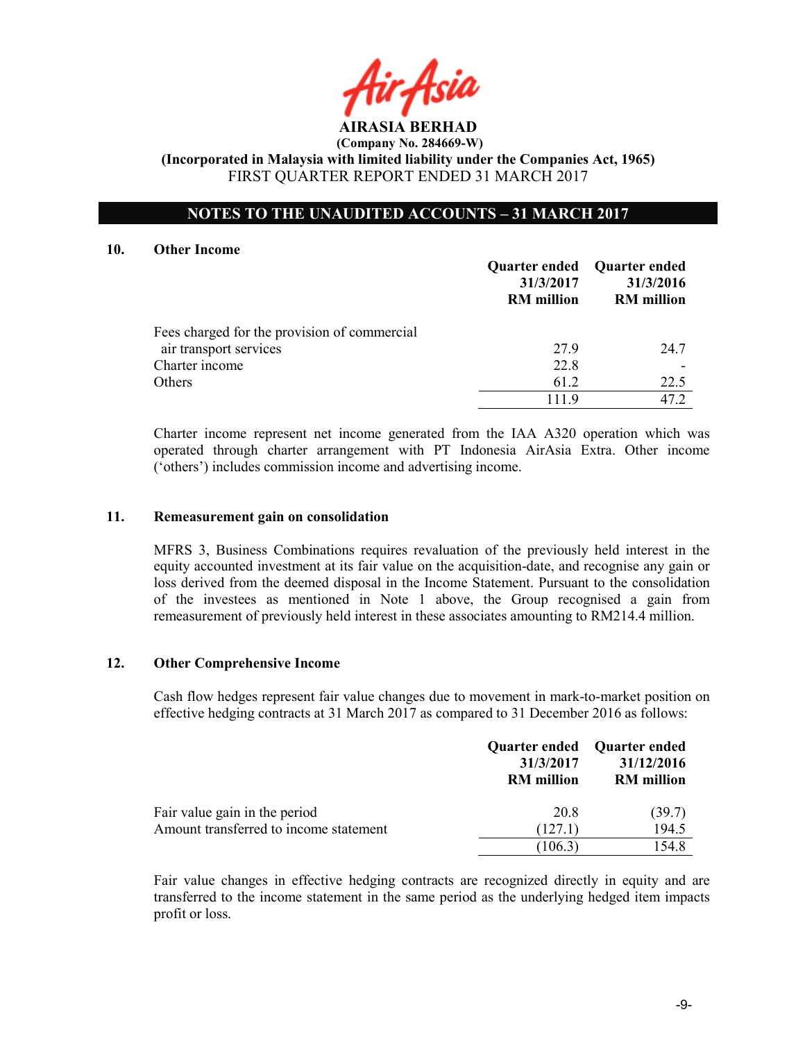**AIRASIA BERHAD**

**(Company No. 284669-W)**

**(Incorporated in Malaysia with limited liability under the Companies Act, 1965)**

FIRST QUARTER REPORT ENDED 31 MARCH 2017

**NOTES TO THE UNAUDITED ACCOUNTS – 31 MARCH 2017**

## 10. Other Income

| | Quarter ended 31/3/2017 RM million | Quarter ended 31/3/2016 RM million |
|---|---|---|
| Fees charged for the provision of commercial air transport services | 27.9 | 24.7 |
| Charter income | 22.8 | - |
| Others | 61.2 | 22.5 |
| | 111.9 | 47.2 |

Charter income represent net income generated from the IAA A320 operation which was operated through charter arrangement with PT Indonesia AirAsia Extra. Other income ('others') includes commission income and advertising income.

## 11. Remeasurement gain on consolidation

MFRS 3, Business Combinations requires revaluation of the previously held interest in the equity accounted investment at its fair value on the acquisition-date, and recognise any gain or loss derived from the deemed disposal in the Income Statement. Pursuant to the consolidation of the investees as mentioned in Note 1 above, the Group recognised a gain from remeasurement of previously held interest in these associates amounting to RM214.4 million.

## 12. Other Comprehensive Income

Cash flow hedges represent fair value changes due to movement in mark-to-market position on effective hedging contracts at 31 March 2017 as compared to 31 December 2016 as follows:

| | Quarter ended 31/3/2017 RM million | Quarter ended 31/12/2016 RM million |
|---|---|---|
| Fair value gain in the period | 20.8 | (39.7) |
| Amount transferred to income statement | (127.1) | 194.5 |
| | (106.3) | 154.8 |

Fair value changes in effective hedging contracts are recognized directly in equity and are transferred to the income statement in the same period as the underlying hedged item impacts profit or loss.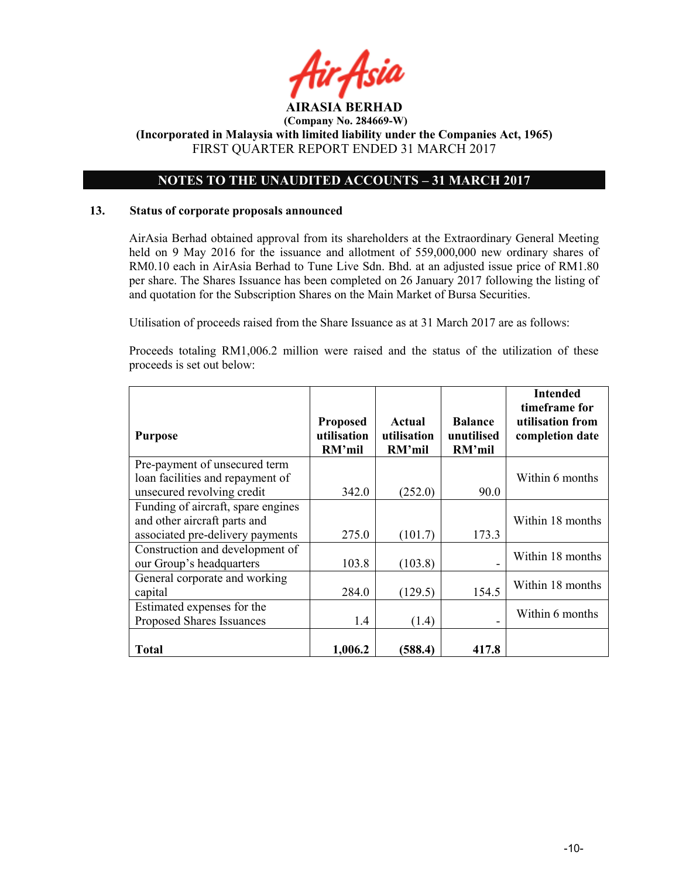**AIRASIA BERHAD**
**(Company No. 284669-W)**
**(Incorporated in Malaysia with limited liability under the Companies Act, 1965)**
FIRST QUARTER REPORT ENDED 31 MARCH 2017

## NOTES TO THE UNAUDITED ACCOUNTS – 31 MARCH 2017

### 13. Status of corporate proposals announced

AirAsia Berhad obtained approval from its shareholders at the Extraordinary General Meeting held on 9 May 2016 for the issuance and allotment of 559,000,000 new ordinary shares of RM0.10 each in AirAsia Berhad to Tune Live Sdn. Bhd. at an adjusted issue price of RM1.80 per share. The Shares Issuance has been completed on 26 January 2017 following the listing of and quotation for the Subscription Shares on the Main Market of Bursa Securities.

Utilisation of proceeds raised from the Share Issuance as at 31 March 2017 are as follows:

Proceeds totaling RM1,006.2 million were raised and the status of the utilization of these proceeds is set out below:

| Purpose | Proposed utilisation RM'mil | Actual utilisation RM'mil | Balance unutilised RM'mil | Intended timeframe for utilisation from completion date |
|---|---|---|---|---|
| Pre-payment of unsecured term loan facilities and repayment of unsecured revolving credit | 342.0 | (252.0) | 90.0 | Within 6 months |
| Funding of aircraft, spare engines and other aircraft parts and associated pre-delivery payments | 275.0 | (101.7) | 173.3 | Within 18 months |
| Construction and development of our Group's headquarters | 103.8 | (103.8) | - | Within 18 months |
| General corporate and working capital | 284.0 | (129.5) | 154.5 | Within 18 months |
| Estimated expenses for the Proposed Shares Issuances | 1.4 | (1.4) | - | Within 6 months |
| **Total** | **1,006.2** | **(588.4)** | **417.8** | |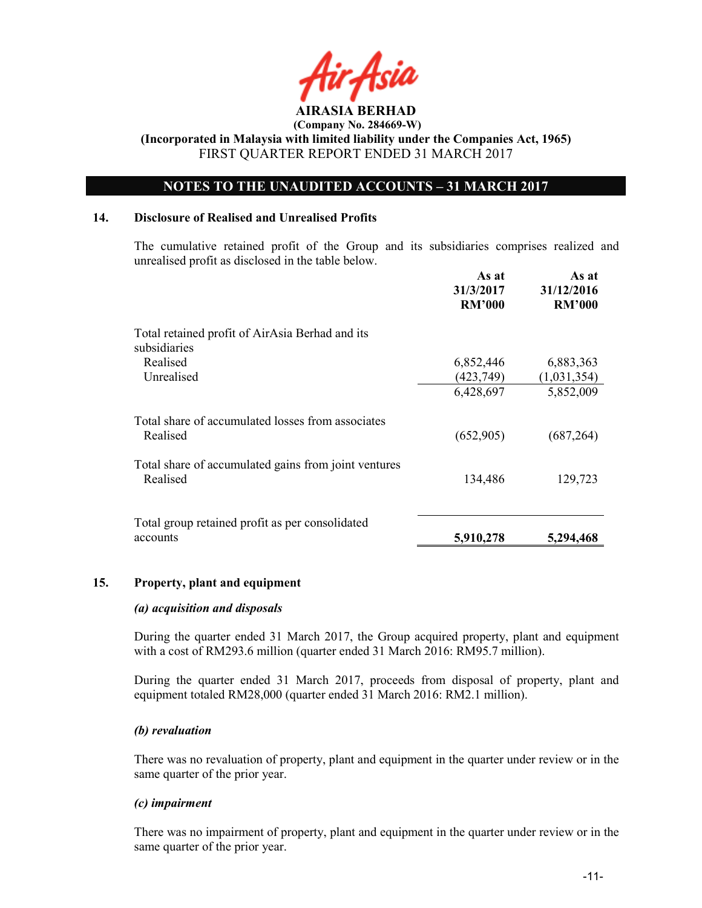# AIRASIA BERHAD

**(Company No. 284669-W)**

**(Incorporated in Malaysia with limited liability under the Companies Act, 1965)**

FIRST QUARTER REPORT ENDED 31 MARCH 2017

## NOTES TO THE UNAUDITED ACCOUNTS – 31 MARCH 2017

### 14. Disclosure of Realised and Unrealised Profits

The cumulative retained profit of the Group and its subsidiaries comprises realized and unrealised profit as disclosed in the table below.

| | As at 31/3/2017 RM'000 | As at 31/12/2016 RM'000 |
|---|---|---|
| Total retained profit of AirAsia Berhad and its subsidiaries | | |
| Realised | 6,852,446 | 6,883,363 |
| Unrealised | (423,749) | (1,031,354) |
| | 6,428,697 | 5,852,009 |
| Total share of accumulated losses from associates | | |
| Realised | (652,905) | (687,264) |
| Total share of accumulated gains from joint ventures | | |
| Realised | 134,486 | 129,723 |
| Total group retained profit as per consolidated accounts | **5,910,278** | **5,294,468** |

### 15. Property, plant and equipment

***(a) acquisition and disposals***

During the quarter ended 31 March 2017, the Group acquired property, plant and equipment with a cost of RM293.6 million (quarter ended 31 March 2016: RM95.7 million).

During the quarter ended 31 March 2017, proceeds from disposal of property, plant and equipment totaled RM28,000 (quarter ended 31 March 2016: RM2.1 million).

***(b) revaluation***

There was no revaluation of property, plant and equipment in the quarter under review or in the same quarter of the prior year.

***(c) impairment***

There was no impairment of property, plant and equipment in the quarter under review or in the same quarter of the prior year.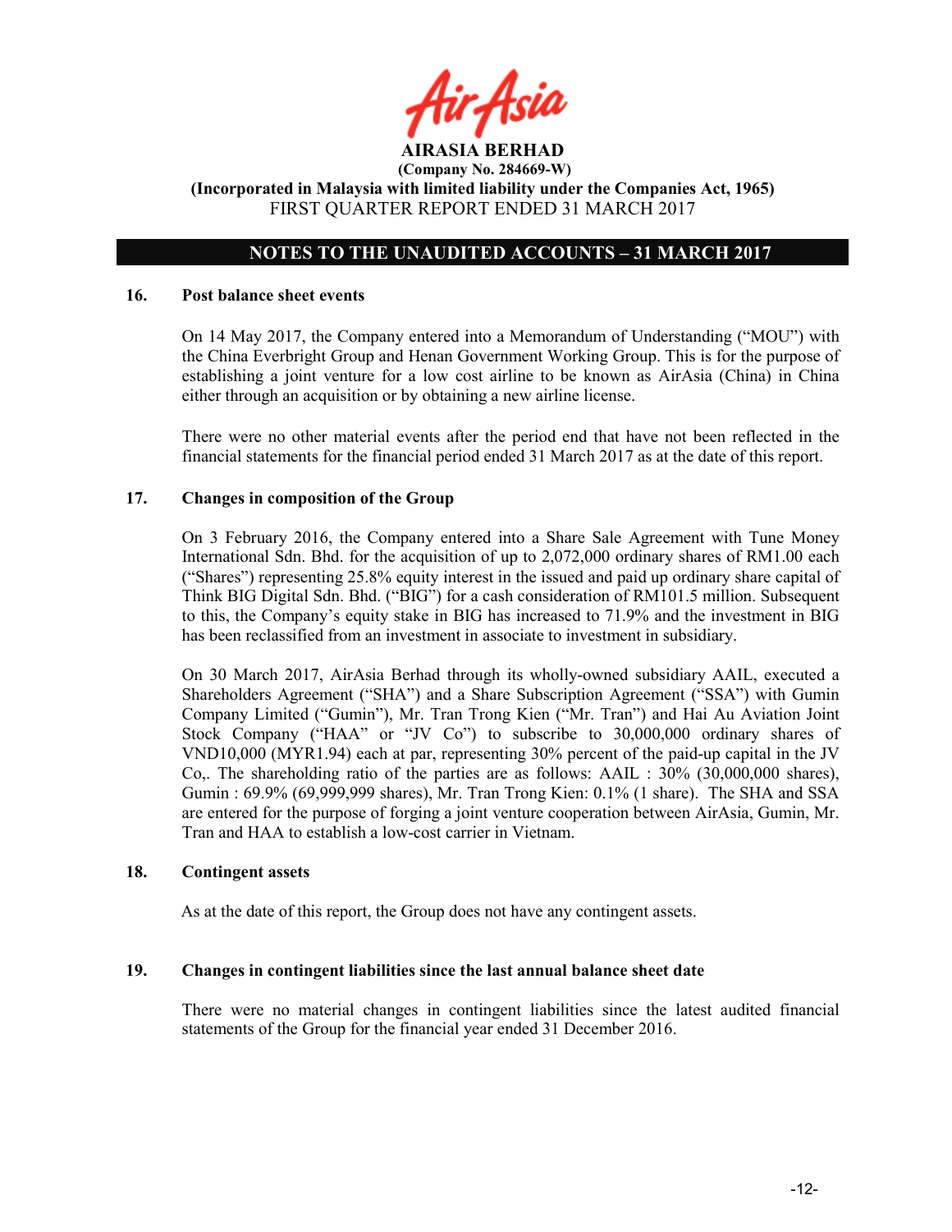**AIRASIA BERHAD**
**(Company No. 284669-W)**
**(Incorporated in Malaysia with limited liability under the Companies Act, 1965)**
FIRST QUARTER REPORT ENDED 31 MARCH 2017

## NOTES TO THE UNAUDITED ACCOUNTS – 31 MARCH 2017

### 16. Post balance sheet events

On 14 May 2017, the Company entered into a Memorandum of Understanding ("MOU") with the China Everbright Group and Henan Government Working Group. This is for the purpose of establishing a joint venture for a low cost airline to be known as AirAsia (China) in China either through an acquisition or by obtaining a new airline license.

There were no other material events after the period end that have not been reflected in the financial statements for the financial period ended 31 March 2017 as at the date of this report.

### 17. Changes in composition of the Group

On 3 February 2016, the Company entered into a Share Sale Agreement with Tune Money International Sdn. Bhd. for the acquisition of up to 2,072,000 ordinary shares of RM1.00 each ("Shares") representing 25.8% equity interest in the issued and paid up ordinary share capital of Think BIG Digital Sdn. Bhd. ("BIG") for a cash consideration of RM101.5 million. Subsequent to this, the Company's equity stake in BIG has increased to 71.9% and the investment in BIG has been reclassified from an investment in associate to investment in subsidiary.

On 30 March 2017, AirAsia Berhad through its wholly-owned subsidiary AAIL, executed a Shareholders Agreement ("SHA") and a Share Subscription Agreement ("SSA") with Gumin Company Limited ("Gumin"), Mr. Tran Trong Kien ("Mr. Tran") and Hai Au Aviation Joint Stock Company ("HAA" or "JV Co") to subscribe to 30,000,000 ordinary shares of VND10,000 (MYR1.94) each at par, representing 30% percent of the paid-up capital in the JV Co,. The shareholding ratio of the parties are as follows: AAIL : 30% (30,000,000 shares), Gumin : 69.9% (69,999,999 shares), Mr. Tran Trong Kien: 0.1% (1 share). The SHA and SSA are entered for the purpose of forging a joint venture cooperation between AirAsia, Gumin, Mr. Tran and HAA to establish a low-cost carrier in Vietnam.

### 18. Contingent assets

As at the date of this report, the Group does not have any contingent assets.

### 19. Changes in contingent liabilities since the last annual balance sheet date

There were no material changes in contingent liabilities since the latest audited financial statements of the Group for the financial year ended 31 December 2016.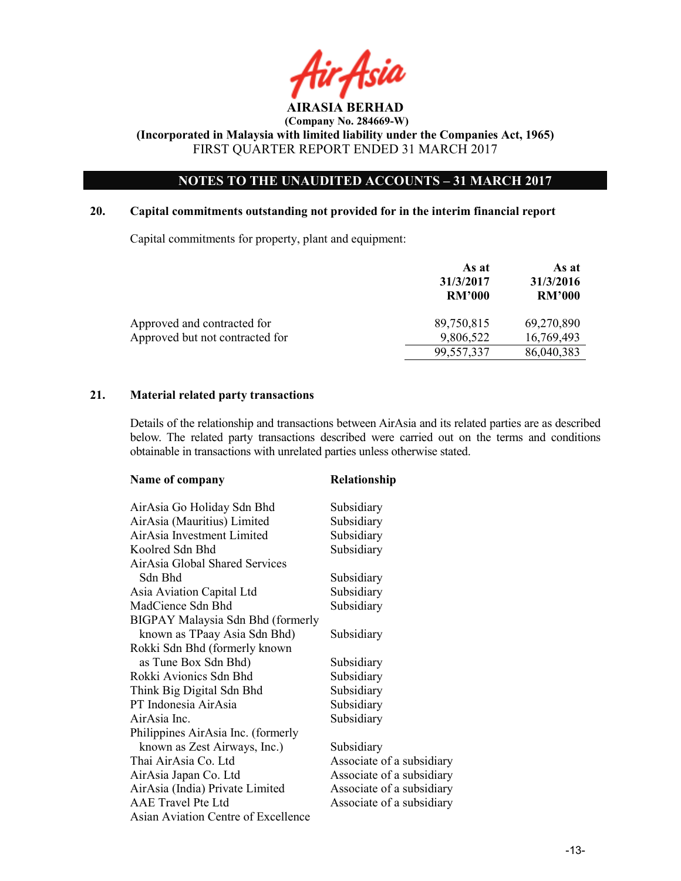**AIRASIA BERHAD**

**(Company No. 284669-W)**

**(Incorporated in Malaysia with limited liability under the Companies Act, 1965)**

FIRST QUARTER REPORT ENDED 31 MARCH 2017

## NOTES TO THE UNAUDITED ACCOUNTS – 31 MARCH 2017

### 20. Capital commitments outstanding not provided for in the interim financial report

Capital commitments for property, plant and equipment:

| | As at 31/3/2017 RM'000 | As at 31/3/2016 RM'000 |
|---|---|---|
| Approved and contracted for | 89,750,815 | 69,270,890 |
| Approved but not contracted for | 9,806,522 | 16,769,493 |
| | 99,557,337 | 86,040,383 |

### 21. Material related party transactions

Details of the relationship and transactions between AirAsia and its related parties are as described below. The related party transactions described were carried out on the terms and conditions obtainable in transactions with unrelated parties unless otherwise stated.

| Name of company | Relationship |
|---|---|
| AirAsia Go Holiday Sdn Bhd | Subsidiary |
| AirAsia (Mauritius) Limited | Subsidiary |
| AirAsia Investment Limited | Subsidiary |
| Koolred Sdn Bhd | Subsidiary |
| AirAsia Global Shared Services Sdn Bhd | Subsidiary |
| Asia Aviation Capital Ltd | Subsidiary |
| MadCience Sdn Bhd | Subsidiary |
| BIGPAY Malaysia Sdn Bhd (formerly known as TPaay Asia Sdn Bhd) | Subsidiary |
| Rokki Sdn Bhd (formerly known as Tune Box Sdn Bhd) | Subsidiary |
| Rokki Avionics Sdn Bhd | Subsidiary |
| Think Big Digital Sdn Bhd | Subsidiary |
| PT Indonesia AirAsia | Subsidiary |
| AirAsia Inc. | Subsidiary |
| Philippines AirAsia Inc. (formerly known as Zest Airways, Inc.) | Subsidiary |
| Thai AirAsia Co. Ltd | Associate of a subsidiary |
| AirAsia Japan Co. Ltd | Associate of a subsidiary |
| AirAsia (India) Private Limited | Associate of a subsidiary |
| AAE Travel Pte Ltd | Associate of a subsidiary |
| Asian Aviation Centre of Excellence | |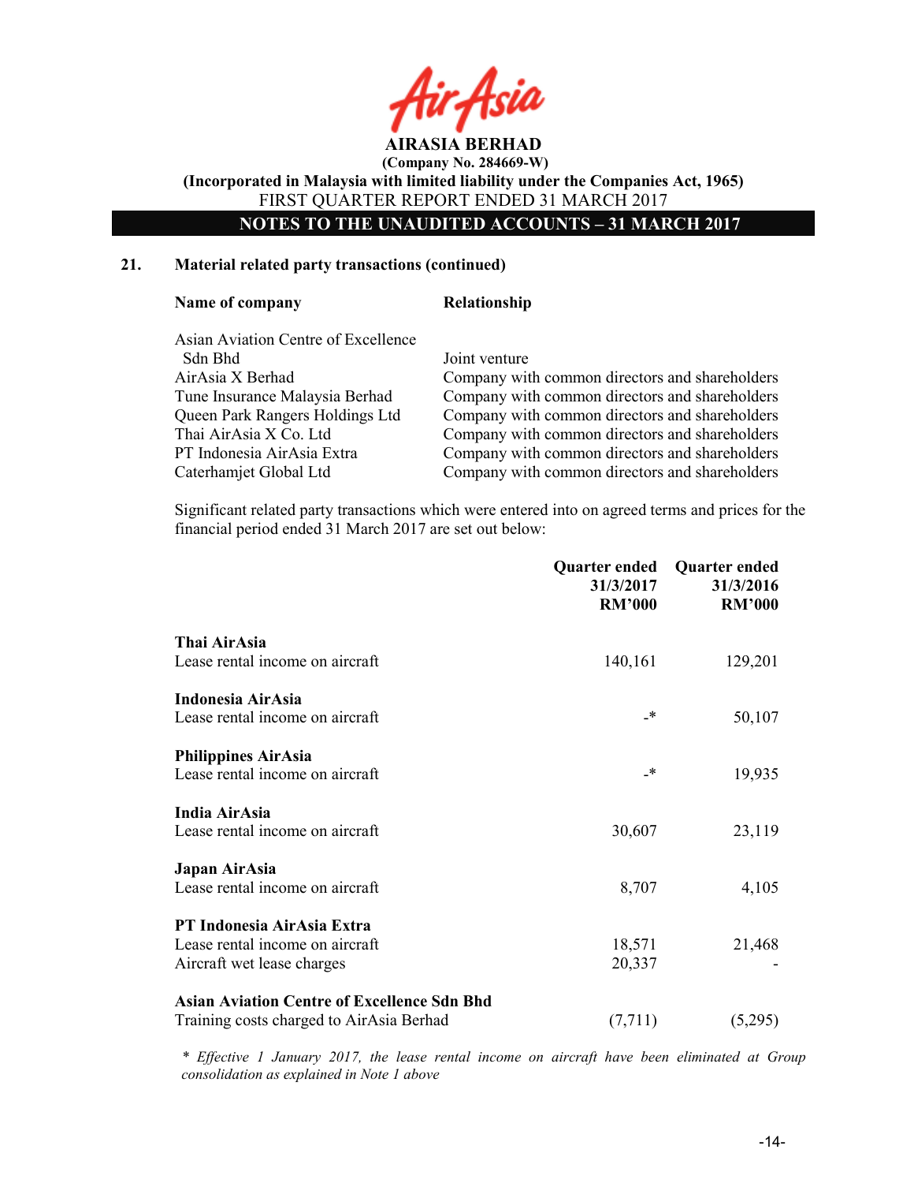**AIRASIA BERHAD**
**(Company No. 284669-W)**
**(Incorporated in Malaysia with limited liability under the Companies Act, 1965)**
FIRST QUARTER REPORT ENDED 31 MARCH 2017

**NOTES TO THE UNAUDITED ACCOUNTS – 31 MARCH 2017**

## 21. Material related party transactions (continued)

| Name of company | Relationship |
|---|---|
| Asian Aviation Centre of Excellence Sdn Bhd | Joint venture |
| AirAsia X Berhad | Company with common directors and shareholders |
| Tune Insurance Malaysia Berhad | Company with common directors and shareholders |
| Queen Park Rangers Holdings Ltd | Company with common directors and shareholders |
| Thai AirAsia X Co. Ltd | Company with common directors and shareholders |
| PT Indonesia AirAsia Extra | Company with common directors and shareholders |
| Caterhamjet Global Ltd | Company with common directors and shareholders |

Significant related party transactions which were entered into on agreed terms and prices for the financial period ended 31 March 2017 are set out below:

| | Quarter ended 31/3/2017 RM'000 | Quarter ended 31/3/2016 RM'000 |
|---|---|---|
| **Thai AirAsia** | | |
| Lease rental income on aircraft | 140,161 | 129,201 |
| **Indonesia AirAsia** | | |
| Lease rental income on aircraft | -* | 50,107 |
| **Philippines AirAsia** | | |
| Lease rental income on aircraft | -* | 19,935 |
| **India AirAsia** | | |
| Lease rental income on aircraft | 30,607 | 23,119 |
| **Japan AirAsia** | | |
| Lease rental income on aircraft | 8,707 | 4,105 |
| **PT Indonesia AirAsia Extra** | | |
| Lease rental income on aircraft | 18,571 | 21,468 |
| Aircraft wet lease charges | 20,337 | - |
| **Asian Aviation Centre of Excellence Sdn Bhd** | | |
| Training costs charged to AirAsia Berhad | (7,711) | (5,295) |

*\* Effective 1 January 2017, the lease rental income on aircraft have been eliminated at Group consolidation as explained in Note 1 above*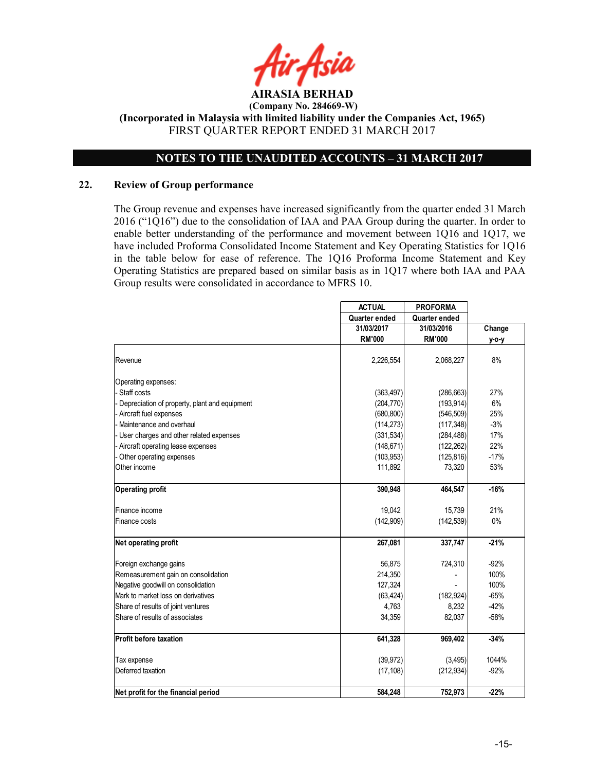# AIRASIA BERHAD

**(Company No. 284669-W)**

**(Incorporated in Malaysia with limited liability under the Companies Act, 1965)**

FIRST QUARTER REPORT ENDED 31 MARCH 2017

## NOTES TO THE UNAUDITED ACCOUNTS – 31 MARCH 2017

### 22. Review of Group performance

The Group revenue and expenses have increased significantly from the quarter ended 31 March 2016 ("1Q16") due to the consolidation of IAA and PAA Group during the quarter. In order to enable better understanding of the performance and movement between 1Q16 and 1Q17, we have included Proforma Consolidated Income Statement and Key Operating Statistics for 1Q16 in the table below for ease of reference. The 1Q16 Proforma Income Statement and Key Operating Statistics are prepared based on similar basis as in 1Q17 where both IAA and PAA Group results were consolidated in accordance to MFRS 10.

| | ACTUAL | PROFORMA | |
|---|---|---|---|
| | Quarter ended | Quarter ended | |
| | 31/03/2017 | 31/03/2016 | Change |
| | RM'000 | RM'000 | y-o-y |
| Revenue | 2,226,554 | 2,068,227 | 8% |
| Operating expenses: | | | |
| - Staff costs | (363,497) | (286,663) | 27% |
| - Depreciation of property, plant and equipment | (204,770) | (193,914) | 6% |
| - Aircraft fuel expenses | (680,800) | (546,509) | 25% |
| - Maintenance and overhaul | (114,273) | (117,348) | -3% |
| - User charges and other related expenses | (331,534) | (284,488) | 17% |
| - Aircraft operating lease expenses | (148,671) | (122,262) | 22% |
| - Other operating expenses | (103,953) | (125,816) | -17% |
| Other income | 111,892 | 73,320 | 53% |
| **Operating profit** | **390,948** | **464,547** | **-16%** |
| Finance income | 19,042 | 15,739 | 21% |
| Finance costs | (142,909) | (142,539) | 0% |
| **Net operating profit** | **267,081** | **337,747** | **-21%** |
| Foreign exchange gains | 56,875 | 724,310 | -92% |
| Remeasurement gain on consolidation | 214,350 | - | 100% |
| Negative goodwill on consolidation | 127,324 | - | 100% |
| Mark to market loss on derivatives | (63,424) | (182,924) | -65% |
| Share of results of joint ventures | 4,763 | 8,232 | -42% |
| Share of results of associates | 34,359 | 82,037 | -58% |
| **Profit before taxation** | **641,328** | **969,402** | **-34%** |
| Tax expense | (39,972) | (3,495) | 1044% |
| Deferred taxation | (17,108) | (212,934) | -92% |
| **Net profit for the financial period** | **584,248** | **752,973** | **-22%** |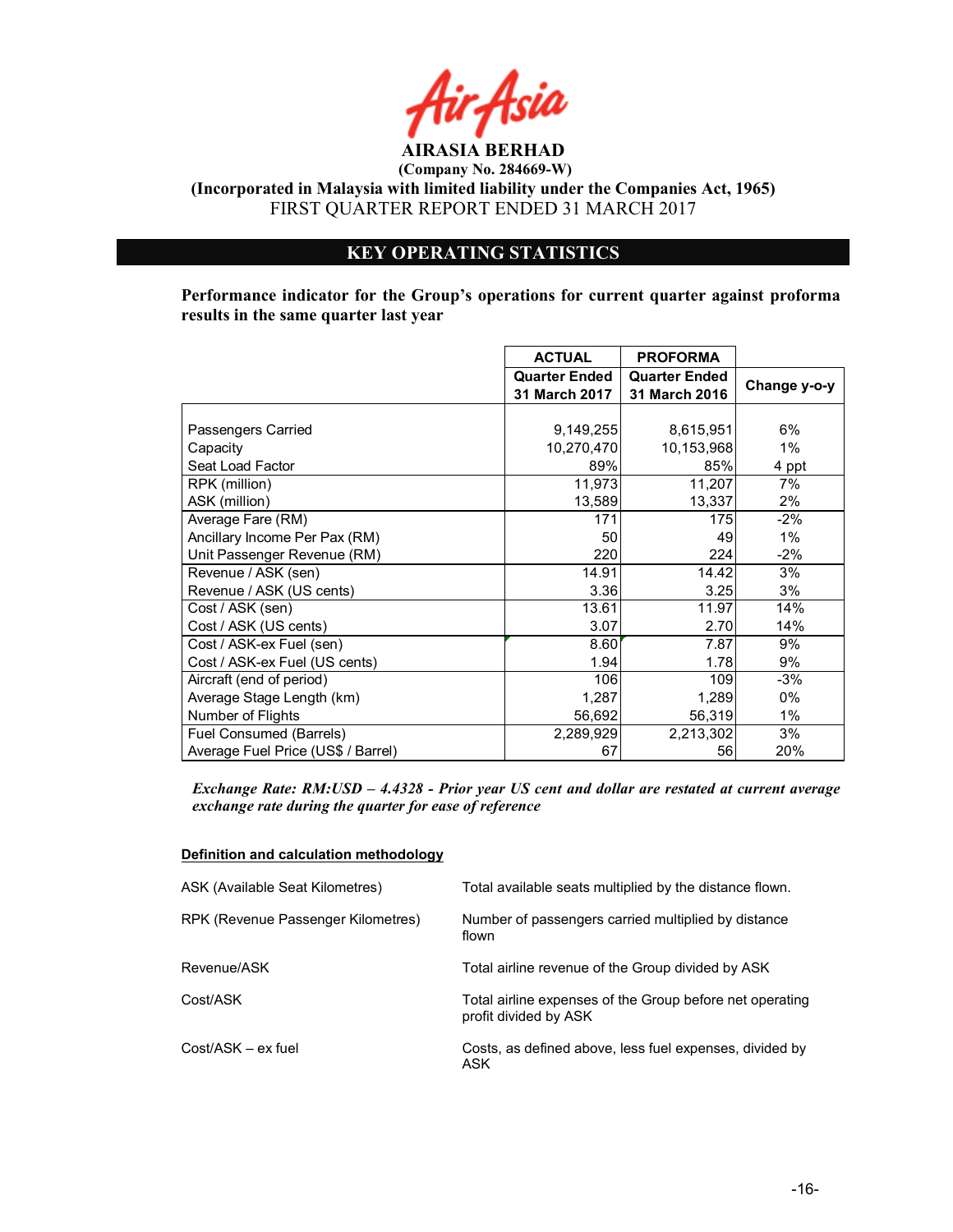**AIRASIA BERHAD**
**(Company No. 284669-W)**
**(Incorporated in Malaysia with limited liability under the Companies Act, 1965)**
FIRST QUARTER REPORT ENDED 31 MARCH 2017

## KEY OPERATING STATISTICS

**Performance indicator for the Group's operations for current quarter against proforma results in the same quarter last year**

| | ACTUAL | PROFORMA | |
|---|---|---|---|
| | Quarter Ended 31 March 2017 | Quarter Ended 31 March 2016 | Change y-o-y |
| Passengers Carried | 9,149,255 | 8,615,951 | 6% |
| Capacity | 10,270,470 | 10,153,968 | 1% |
| Seat Load Factor | 89% | 85% | 4 ppt |
| RPK (million) | 11,973 | 11,207 | 7% |
| ASK (million) | 13,589 | 13,337 | 2% |
| Average Fare (RM) | 171 | 175 | -2% |
| Ancillary Income Per Pax (RM) | 50 | 49 | 1% |
| Unit Passenger Revenue (RM) | 220 | 224 | -2% |
| Revenue / ASK (sen) | 14.91 | 14.42 | 3% |
| Revenue / ASK (US cents) | 3.36 | 3.25 | 3% |
| Cost / ASK (sen) | 13.61 | 11.97 | 14% |
| Cost / ASK (US cents) | 3.07 | 2.70 | 14% |
| Cost / ASK-ex Fuel (sen) | 8.60 | 7.87 | 9% |
| Cost / ASK-ex Fuel (US cents) | 1.94 | 1.78 | 9% |
| Aircraft (end of period) | 106 | 109 | -3% |
| Average Stage Length (km) | 1,287 | 1,289 | 0% |
| Number of Flights | 56,692 | 56,319 | 1% |
| Fuel Consumed (Barrels) | 2,289,929 | 2,213,302 | 3% |
| Average Fuel Price (US$ / Barrel) | 67 | 56 | 20% |

***Exchange Rate: RM:USD – 4.4328 - Prior year US cent and dollar are restated at current average exchange rate during the quarter for ease of reference***

**Definition and calculation methodology**

| | |
|---|---|
| ASK (Available Seat Kilometres) | Total available seats multiplied by the distance flown. |
| RPK (Revenue Passenger Kilometres) | Number of passengers carried multiplied by distance flown |
| Revenue/ASK | Total airline revenue of the Group divided by ASK |
| Cost/ASK | Total airline expenses of the Group before net operating profit divided by ASK |
| Cost/ASK – ex fuel | Costs, as defined above, less fuel expenses, divided by ASK |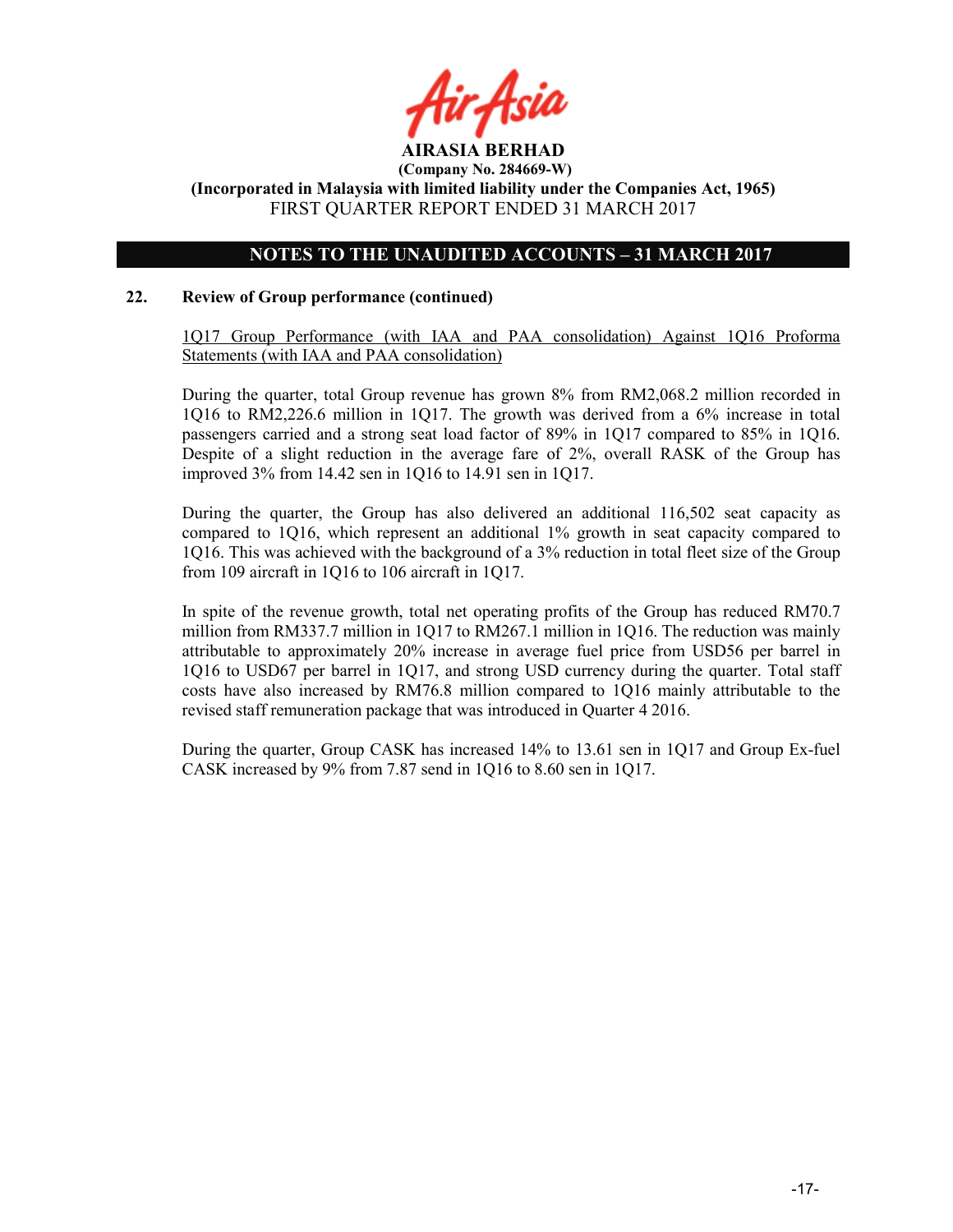**AIRASIA BERHAD**
**(Company No. 284669-W)**
**(Incorporated in Malaysia with limited liability under the Companies Act, 1965)**
FIRST QUARTER REPORT ENDED 31 MARCH 2017

## NOTES TO THE UNAUDITED ACCOUNTS – 31 MARCH 2017

### 22. Review of Group performance (continued)

1Q17 Group Performance (with IAA and PAA consolidation) Against 1Q16 Proforma Statements (with IAA and PAA consolidation)

During the quarter, total Group revenue has grown 8% from RM2,068.2 million recorded in 1Q16 to RM2,226.6 million in 1Q17. The growth was derived from a 6% increase in total passengers carried and a strong seat load factor of 89% in 1Q17 compared to 85% in 1Q16. Despite of a slight reduction in the average fare of 2%, overall RASK of the Group has improved 3% from 14.42 sen in 1Q16 to 14.91 sen in 1Q17.

During the quarter, the Group has also delivered an additional 116,502 seat capacity as compared to 1Q16, which represent an additional 1% growth in seat capacity compared to 1Q16. This was achieved with the background of a 3% reduction in total fleet size of the Group from 109 aircraft in 1Q16 to 106 aircraft in 1Q17.

In spite of the revenue growth, total net operating profits of the Group has reduced RM70.7 million from RM337.7 million in 1Q17 to RM267.1 million in 1Q16. The reduction was mainly attributable to approximately 20% increase in average fuel price from USD56 per barrel in 1Q16 to USD67 per barrel in 1Q17, and strong USD currency during the quarter. Total staff costs have also increased by RM76.8 million compared to 1Q16 mainly attributable to the revised staff remuneration package that was introduced in Quarter 4 2016.

During the quarter, Group CASK has increased 14% to 13.61 sen in 1Q17 and Group Ex-fuel CASK increased by 9% from 7.87 send in 1Q16 to 8.60 sen in 1Q17.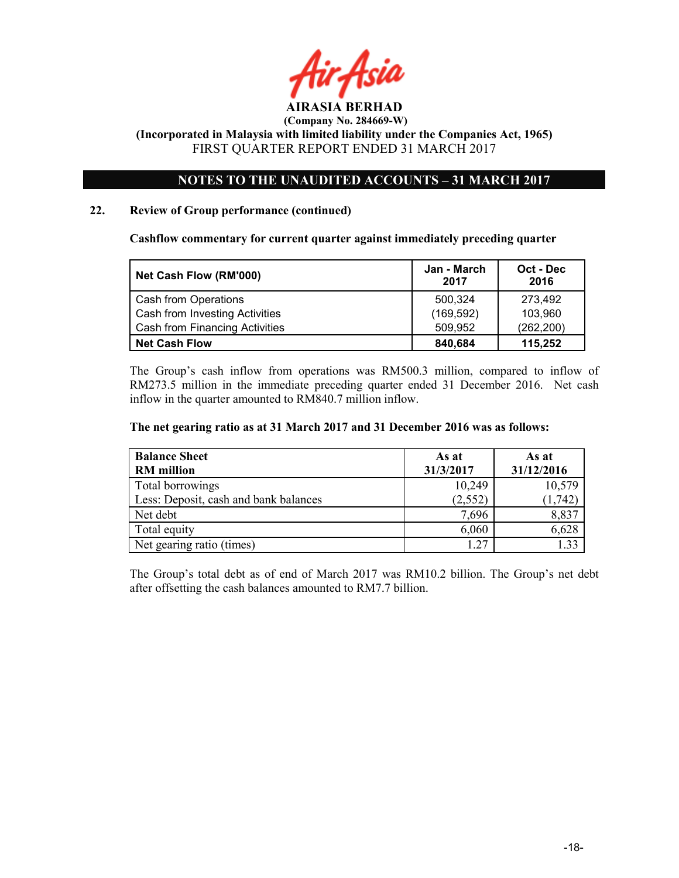## 22. Review of Group performance (continued)

**Cashflow commentary for current quarter against immediately preceding quarter**

| Net Cash Flow (RM'000) | Jan - March 2017 | Oct - Dec 2016 |
|---|---|---|
| Cash from Operations | 500,324 | 273,492 |
| Cash from Investing Activities | (169,592) | 103,960 |
| Cash from Financing Activities | 509,952 | (262,200) |
| **Net Cash Flow** | **840,684** | **115,252** |

The Group's cash inflow from operations was RM500.3 million, compared to inflow of RM273.5 million in the immediate preceding quarter ended 31 December 2016. Net cash inflow in the quarter amounted to RM840.7 million inflow.

**The net gearing ratio as at 31 March 2017 and 31 December 2016 was as follows:**

| Balance Sheet RM million | As at 31/3/2017 | As at 31/12/2016 |
|---|---|---|
| Total borrowings | 10,249 | 10,579 |
| Less: Deposit, cash and bank balances | (2,552) | (1,742) |
| Net debt | 7,696 | 8,837 |
| Total equity | 6,060 | 6,628 |
| Net gearing ratio (times) | 1.27 | 1.33 |

The Group's total debt as of end of March 2017 was RM10.2 billion. The Group's net debt after offsetting the cash balances amounted to RM7.7 billion.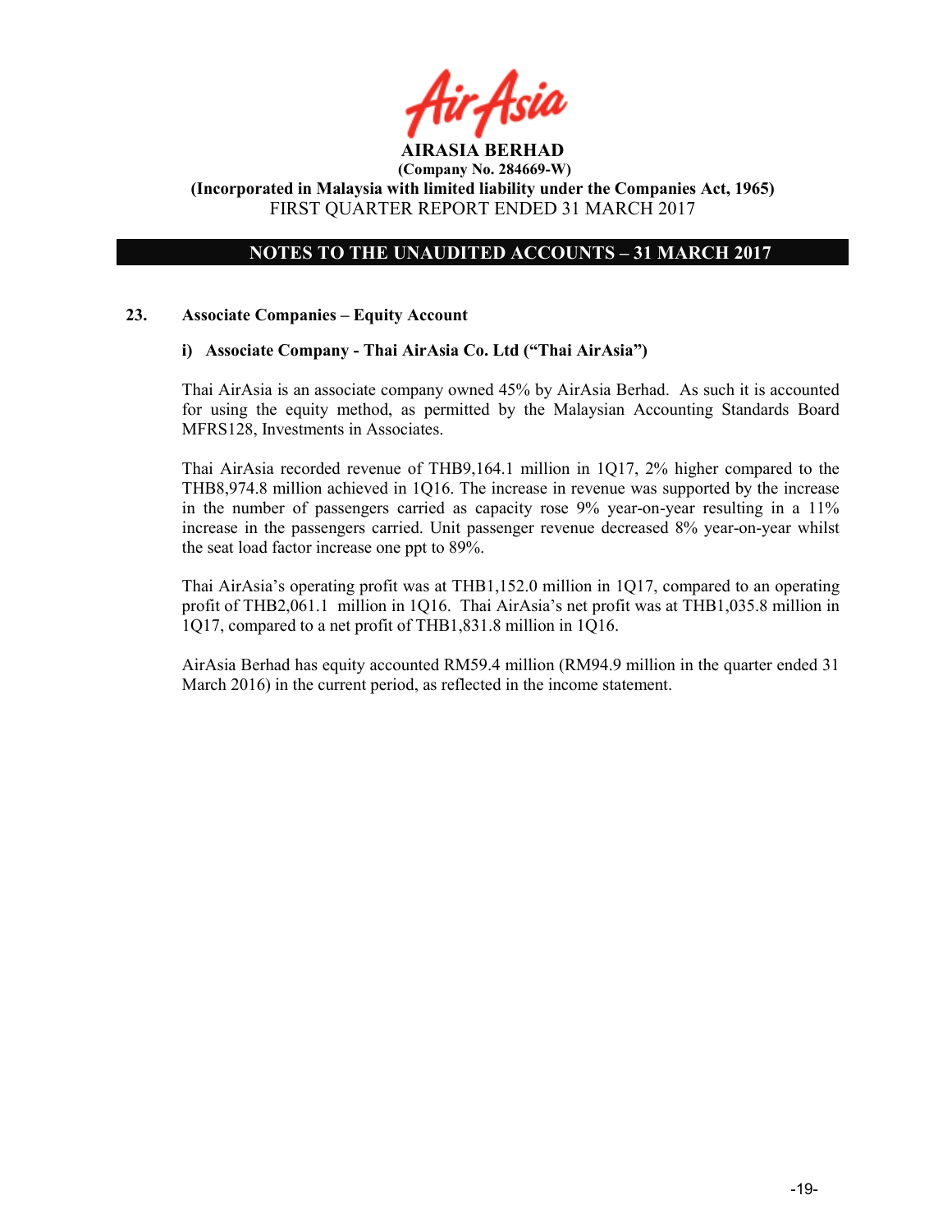## 23. Associate Companies – Equity Account

### i) Associate Company - Thai AirAsia Co. Ltd ("Thai AirAsia")

Thai AirAsia is an associate company owned 45% by AirAsia Berhad. As such it is accounted for using the equity method, as permitted by the Malaysian Accounting Standards Board MFRS128, Investments in Associates.

Thai AirAsia recorded revenue of THB9,164.1 million in 1Q17, 2% higher compared to the THB8,974.8 million achieved in 1Q16. The increase in revenue was supported by the increase in the number of passengers carried as capacity rose 9% year-on-year resulting in a 11% increase in the passengers carried. Unit passenger revenue decreased 8% year-on-year whilst the seat load factor increase one ppt to 89%.

Thai AirAsia's operating profit was at THB1,152.0 million in 1Q17, compared to an operating profit of THB2,061.1 million in 1Q16. Thai AirAsia's net profit was at THB1,035.8 million in 1Q17, compared to a net profit of THB1,831.8 million in 1Q16.

AirAsia Berhad has equity accounted RM59.4 million (RM94.9 million in the quarter ended 31 March 2016) in the current period, as reflected in the income statement.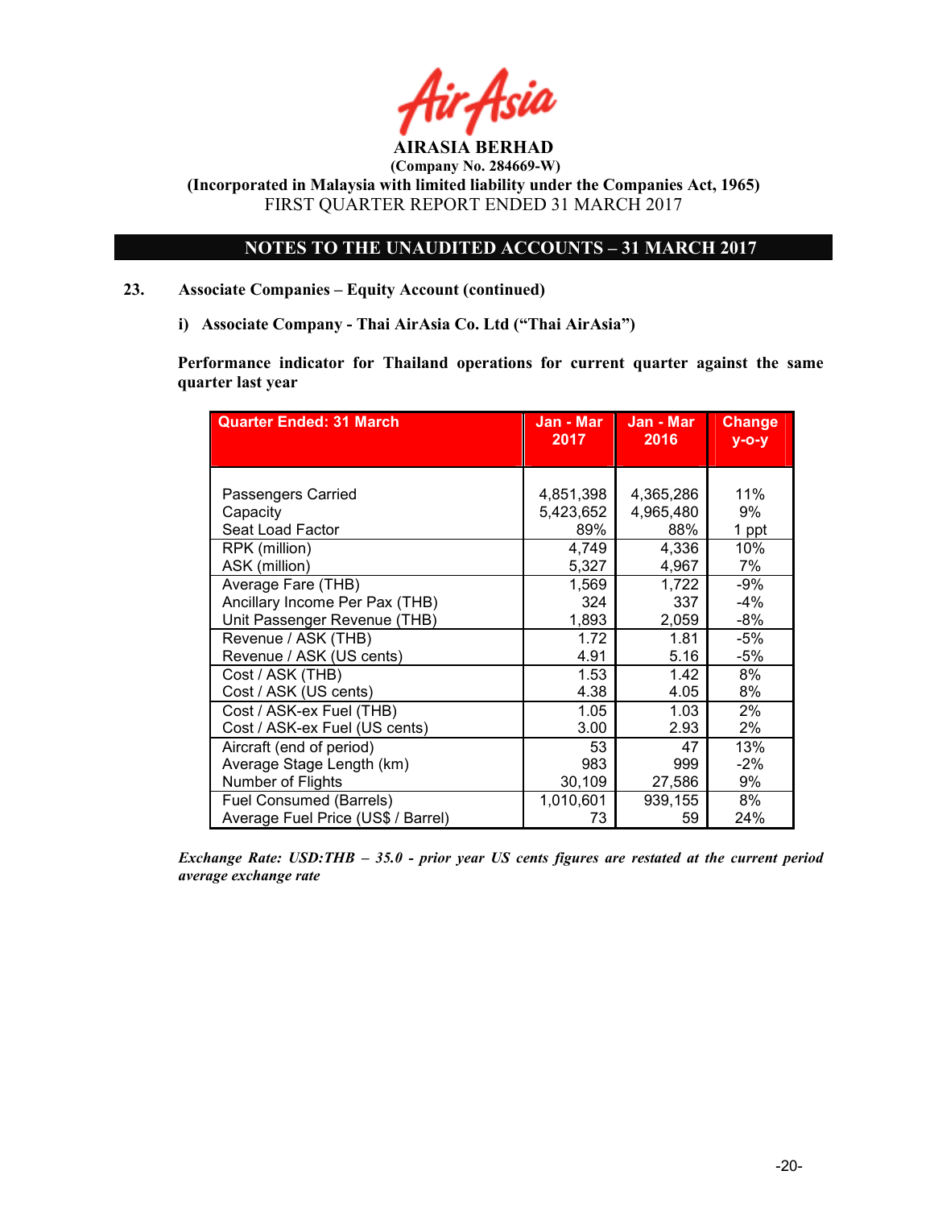**AIRASIA BERHAD**

**(Company No. 284669-W)**

**(Incorporated in Malaysia with limited liability under the Companies Act, 1965)**

FIRST QUARTER REPORT ENDED 31 MARCH 2017

**NOTES TO THE UNAUDITED ACCOUNTS – 31 MARCH 2017**

**23. Associate Companies – Equity Account (continued)**

**i) Associate Company - Thai AirAsia Co. Ltd ("Thai AirAsia")**

**Performance indicator for Thailand operations for current quarter against the same quarter last year**

| Quarter Ended: 31 March | Jan - Mar 2017 | Jan - Mar 2016 | Change y-o-y |
|---|---|---|---|
| Passengers Carried | 4,851,398 | 4,365,286 | 11% |
| Capacity | 5,423,652 | 4,965,480 | 9% |
| Seat Load Factor | 89% | 88% | 1 ppt |
| RPK (million) | 4,749 | 4,336 | 10% |
| ASK (million) | 5,327 | 4,967 | 7% |
| Average Fare (THB) | 1,569 | 1,722 | -9% |
| Ancillary Income Per Pax (THB) | 324 | 337 | -4% |
| Unit Passenger Revenue (THB) | 1,893 | 2,059 | -8% |
| Revenue / ASK (THB) | 1.72 | 1.81 | -5% |
| Revenue / ASK (US cents) | 4.91 | 5.16 | -5% |
| Cost / ASK (THB) | 1.53 | 1.42 | 8% |
| Cost / ASK (US cents) | 4.38 | 4.05 | 8% |
| Cost / ASK-ex Fuel (THB) | 1.05 | 1.03 | 2% |
| Cost / ASK-ex Fuel (US cents) | 3.00 | 2.93 | 2% |
| Aircraft (end of period) | 53 | 47 | 13% |
| Average Stage Length (km) | 983 | 999 | -2% |
| Number of Flights | 30,109 | 27,586 | 9% |
| Fuel Consumed (Barrels) | 1,010,601 | 939,155 | 8% |
| Average Fuel Price (US$ / Barrel) | 73 | 59 | 24% |

***Exchange Rate: USD:THB – 35.0 - prior year US cents figures are restated at the current period average exchange rate***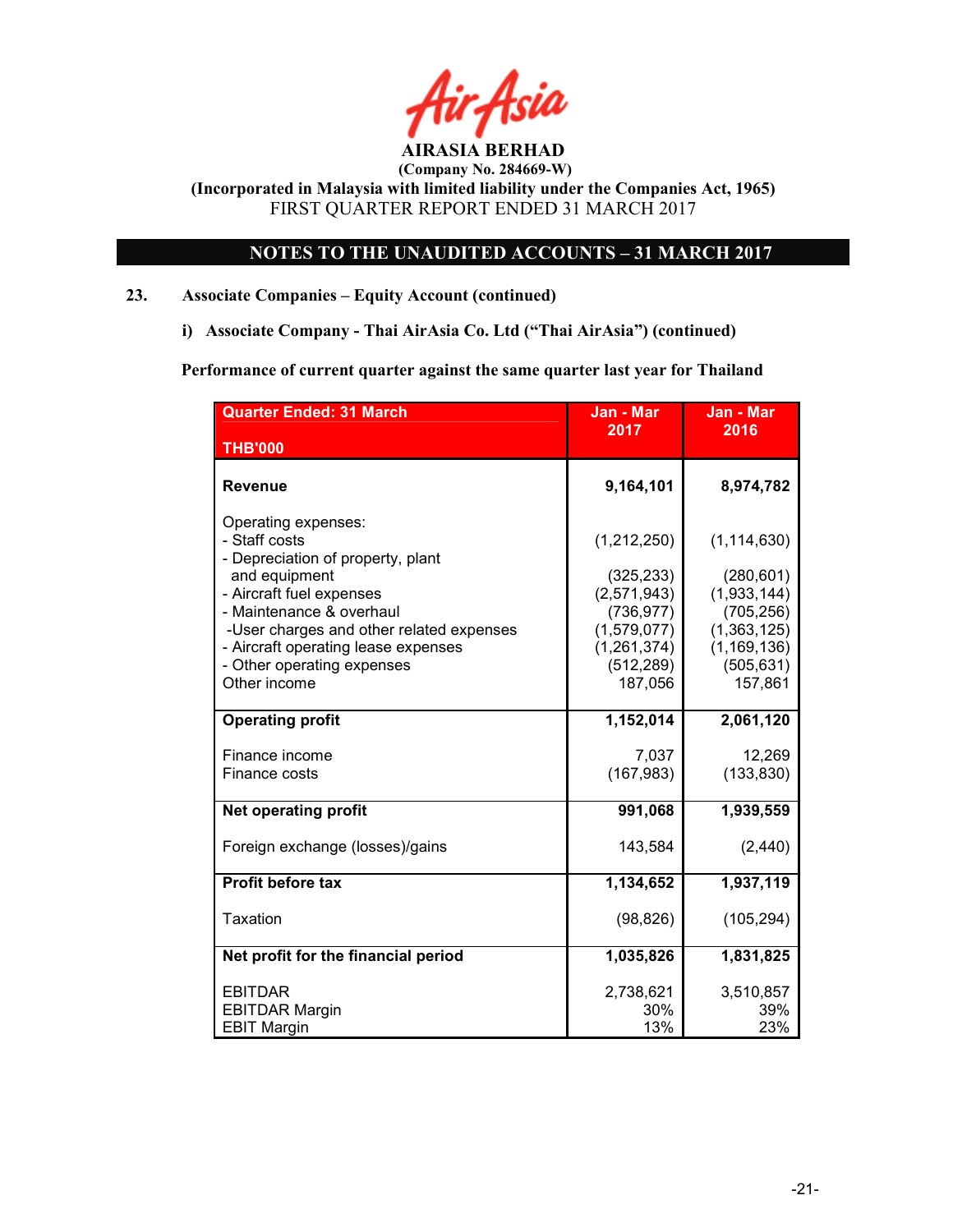# AIRASIA BERHAD

**(Company No. 284669-W)**

**(Incorporated in Malaysia with limited liability under the Companies Act, 1965)**

FIRST QUARTER REPORT ENDED 31 MARCH 2017

## NOTES TO THE UNAUDITED ACCOUNTS – 31 MARCH 2017

**23. Associate Companies – Equity Account (continued)**

**i) Associate Company - Thai AirAsia Co. Ltd ("Thai AirAsia") (continued)**

**Performance of current quarter against the same quarter last year for Thailand**

| Quarter Ended: 31 March<br>THB'000 | Jan - Mar 2017 | Jan - Mar 2016 |
|---|---|---|
| **Revenue** | **9,164,101** | **8,974,782** |
| Operating expenses: | | |
| - Staff costs | (1,212,250) | (1,114,630) |
| - Depreciation of property, plant and equipment | (325,233) | (280,601) |
| - Aircraft fuel expenses | (2,571,943) | (1,933,144) |
| - Maintenance & overhaul | (736,977) | (705,256) |
| -User charges and other related expenses | (1,579,077) | (1,363,125) |
| - Aircraft operating lease expenses | (1,261,374) | (1,169,136) |
| - Other operating expenses | (512,289) | (505,631) |
| Other income | 187,056 | 157,861 |
| **Operating profit** | **1,152,014** | **2,061,120** |
| Finance income | 7,037 | 12,269 |
| Finance costs | (167,983) | (133,830) |
| **Net operating profit** | **991,068** | **1,939,559** |
| Foreign exchange (losses)/gains | 143,584 | (2,440) |
| **Profit before tax** | **1,134,652** | **1,937,119** |
| Taxation | (98,826) | (105,294) |
| **Net profit for the financial period** | **1,035,826** | **1,831,825** |
| EBITDAR | 2,738,621 | 3,510,857 |
| EBITDAR Margin | 30% | 39% |
| EBIT Margin | 13% | 23% |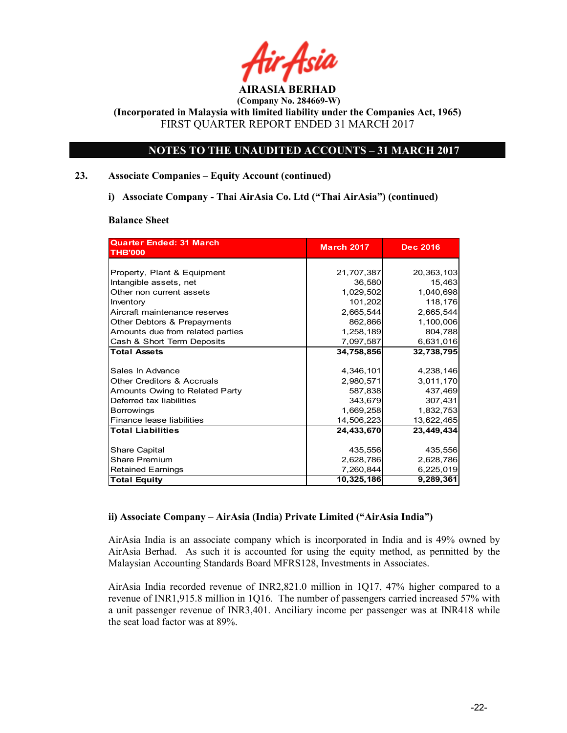AIRASIA BERHAD

(Company No. 284669-W)

(Incorporated in Malaysia with limited liability under the Companies Act, 1965)

FIRST QUARTER REPORT ENDED 31 MARCH 2017

## NOTES TO THE UNAUDITED ACCOUNTS – 31 MARCH 2017

### 23. Associate Companies – Equity Account (continued)

#### i) Associate Company - Thai AirAsia Co. Ltd ("Thai AirAsia") (continued)

**Balance Sheet**

| Quarter Ended: 31 March THB'000 | March 2017 | Dec 2016 |
|---|---|---|
| Property, Plant & Equipment | 21,707,387 | 20,363,103 |
| Intangible assets, net | 36,580 | 15,463 |
| Other non current assets | 1,029,502 | 1,040,698 |
| Inventory | 101,202 | 118,176 |
| Aircraft maintenance reserves | 2,665,544 | 2,665,544 |
| Other Debtors & Prepayments | 862,866 | 1,100,006 |
| Amounts due from related parties | 1,258,189 | 804,788 |
| Cash & Short Term Deposits | 7,097,587 | 6,631,016 |
| **Total Assets** | **34,758,856** | **32,738,795** |
| Sales In Advance | 4,346,101 | 4,238,146 |
| Other Creditors & Accruals | 2,980,571 | 3,011,170 |
| Amounts Owing to Related Party | 587,838 | 437,469 |
| Deferred tax liabilities | 343,679 | 307,431 |
| Borrowings | 1,669,258 | 1,832,753 |
| Finance lease liabilities | 14,506,223 | 13,622,465 |
| **Total Liabilities** | **24,433,670** | **23,449,434** |
| Share Capital | 435,556 | 435,556 |
| Share Premium | 2,628,786 | 2,628,786 |
| Retained Earnings | 7,260,844 | 6,225,019 |
| **Total Equity** | **10,325,186** | **9,289,361** |

#### ii) Associate Company – AirAsia (India) Private Limited ("AirAsia India")

AirAsia India is an associate company which is incorporated in India and is 49% owned by AirAsia Berhad. As such it is accounted for using the equity method, as permitted by the Malaysian Accounting Standards Board MFRS128, Investments in Associates.

AirAsia India recorded revenue of INR2,821.0 million in 1Q17, 47% higher compared to a revenue of INR1,915.8 million in 1Q16. The number of passengers carried increased 57% with a unit passenger revenue of INR3,401. Anciliary income per passenger was at INR418 while the seat load factor was at 89%.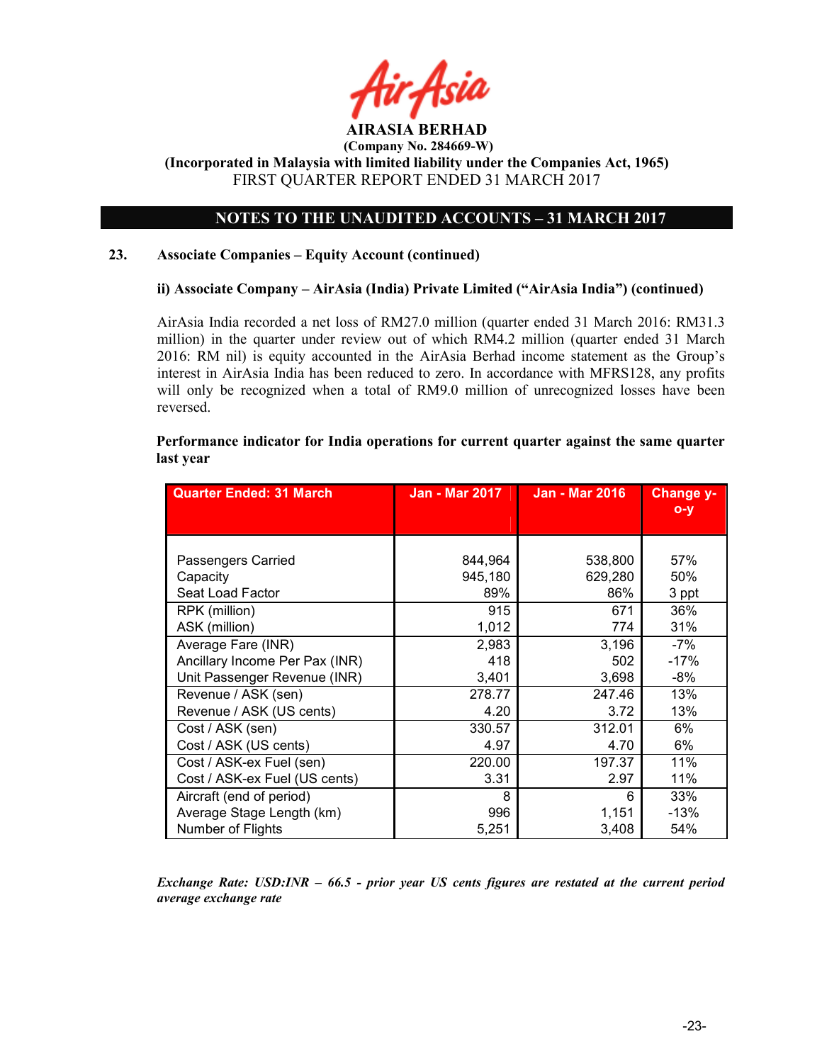# AIRASIA BERHAD

**(Company No. 284669-W)**

**(Incorporated in Malaysia with limited liability under the Companies Act, 1965)**

FIRST QUARTER REPORT ENDED 31 MARCH 2017

## NOTES TO THE UNAUDITED ACCOUNTS – 31 MARCH 2017

### 23. Associate Companies – Equity Account (continued)

#### ii) Associate Company – AirAsia (India) Private Limited ("AirAsia India") (continued)

AirAsia India recorded a net loss of RM27.0 million (quarter ended 31 March 2016: RM31.3 million) in the quarter under review out of which RM4.2 million (quarter ended 31 March 2016: RM nil) is equity accounted in the AirAsia Berhad income statement as the Group's interest in AirAsia India has been reduced to zero. In accordance with MFRS128, any profits will only be recognized when a total of RM9.0 million of unrecognized losses have been reversed.

**Performance indicator for India operations for current quarter against the same quarter last year**

| Quarter Ended: 31 March | Jan - Mar 2017 | Jan - Mar 2016 | Change y-o-y |
|---|---|---|---|
| Passengers Carried | 844,964 | 538,800 | 57% |
| Capacity | 945,180 | 629,280 | 50% |
| Seat Load Factor | 89% | 86% | 3 ppt |
| RPK (million) | 915 | 671 | 36% |
| ASK (million) | 1,012 | 774 | 31% |
| Average Fare (INR) | 2,983 | 3,196 | -7% |
| Ancillary Income Per Pax (INR) | 418 | 502 | -17% |
| Unit Passenger Revenue (INR) | 3,401 | 3,698 | -8% |
| Revenue / ASK (sen) | 278.77 | 247.46 | 13% |
| Revenue / ASK (US cents) | 4.20 | 3.72 | 13% |
| Cost / ASK (sen) | 330.57 | 312.01 | 6% |
| Cost / ASK (US cents) | 4.97 | 4.70 | 6% |
| Cost / ASK-ex Fuel (sen) | 220.00 | 197.37 | 11% |
| Cost / ASK-ex Fuel (US cents) | 3.31 | 2.97 | 11% |
| Aircraft (end of period) | 8 | 6 | 33% |
| Average Stage Length (km) | 996 | 1,151 | -13% |
| Number of Flights | 5,251 | 3,408 | 54% |

*Exchange Rate: USD:INR – 66.5 - prior year US cents figures are restated at the current period average exchange rate*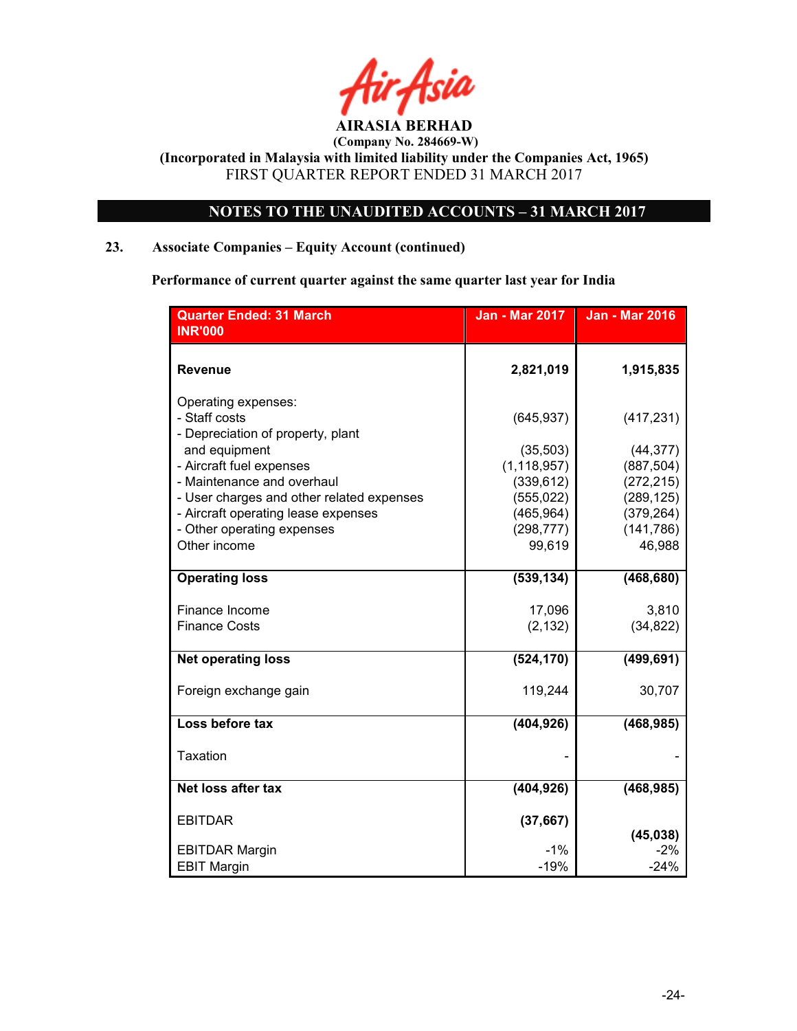**AIRASIA BERHAD**
**(Company No. 284669-W)**
**(Incorporated in Malaysia with limited liability under the Companies Act, 1965)**
FIRST QUARTER REPORT ENDED 31 MARCH 2017

## NOTES TO THE UNAUDITED ACCOUNTS – 31 MARCH 2017

### 23. Associate Companies – Equity Account (continued)

**Performance of current quarter against the same quarter last year for India**

| Quarter Ended: 31 March INR'000 | Jan - Mar 2017 | Jan - Mar 2016 |
|---|---|---|
| **Revenue** | **2,821,019** | **1,915,835** |
| Operating expenses: | | |
| - Staff costs | (645,937) | (417,231) |
| - Depreciation of property, plant and equipment | (35,503) | (44,377) |
| - Aircraft fuel expenses | (1,118,957) | (887,504) |
| - Maintenance and overhaul | (339,612) | (272,215) |
| - User charges and other related expenses | (555,022) | (289,125) |
| - Aircraft operating lease expenses | (465,964) | (379,264) |
| - Other operating expenses | (298,777) | (141,786) |
| Other income | 99,619 | 46,988 |
| **Operating loss** | **(539,134)** | **(468,680)** |
| Finance Income | 17,096 | 3,810 |
| Finance Costs | (2,132) | (34,822) |
| **Net operating loss** | **(524,170)** | **(499,691)** |
| Foreign exchange gain | 119,244 | 30,707 |
| **Loss before tax** | **(404,926)** | **(468,985)** |
| Taxation | - | - |
| **Net loss after tax** | **(404,926)** | **(468,985)** |
| EBITDAR | **(37,667)** | **(45,038)** |
| EBITDAR Margin | -1% | -2% |
| EBIT Margin | -19% | -24% |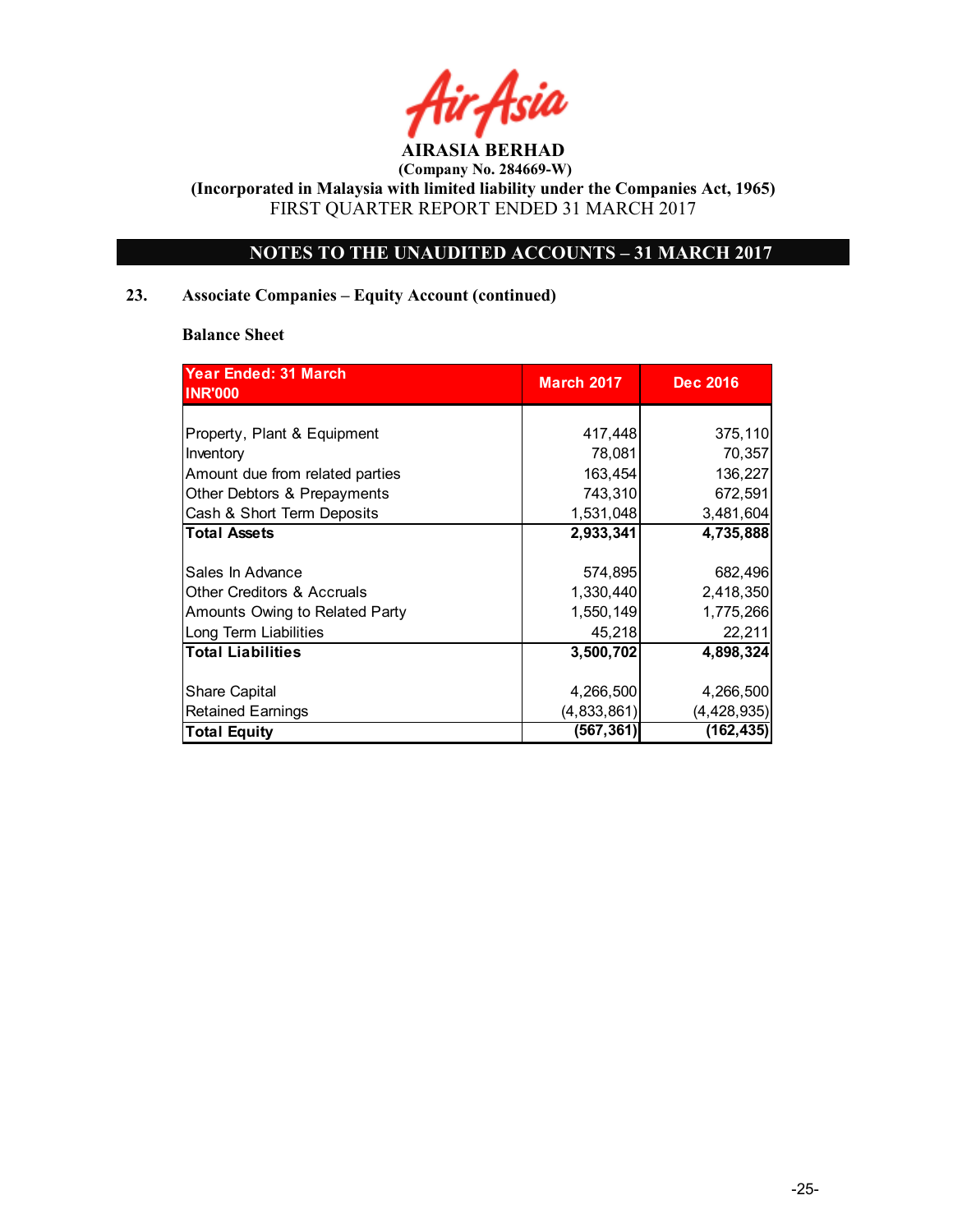**AIRASIA BERHAD**
**(Company No. 284669-W)**
**(Incorporated in Malaysia with limited liability under the Companies Act, 1965)**
FIRST QUARTER REPORT ENDED 31 MARCH 2017

## NOTES TO THE UNAUDITED ACCOUNTS – 31 MARCH 2017

### 23. Associate Companies – Equity Account (continued)

**Balance Sheet**

| Year Ended: 31 March<br>INR'000 | March 2017 | Dec 2016 |
|---|---|---|
| Property, Plant & Equipment | 417,448 | 375,110 |
| Inventory | 78,081 | 70,357 |
| Amount due from related parties | 163,454 | 136,227 |
| Other Debtors & Prepayments | 743,310 | 672,591 |
| Cash & Short Term Deposits | 1,531,048 | 3,481,604 |
| **Total Assets** | **2,933,341** | **4,735,888** |
| Sales In Advance | 574,895 | 682,496 |
| Other Creditors & Accruals | 1,330,440 | 2,418,350 |
| Amounts Owing to Related Party | 1,550,149 | 1,775,266 |
| Long Term Liabilities | 45,218 | 22,211 |
| **Total Liabilities** | **3,500,702** | **4,898,324** |
| Share Capital | 4,266,500 | 4,266,500 |
| Retained Earnings | (4,833,861) | (4,428,935) |
| **Total Equity** | **(567,361)** | **(162,435)** |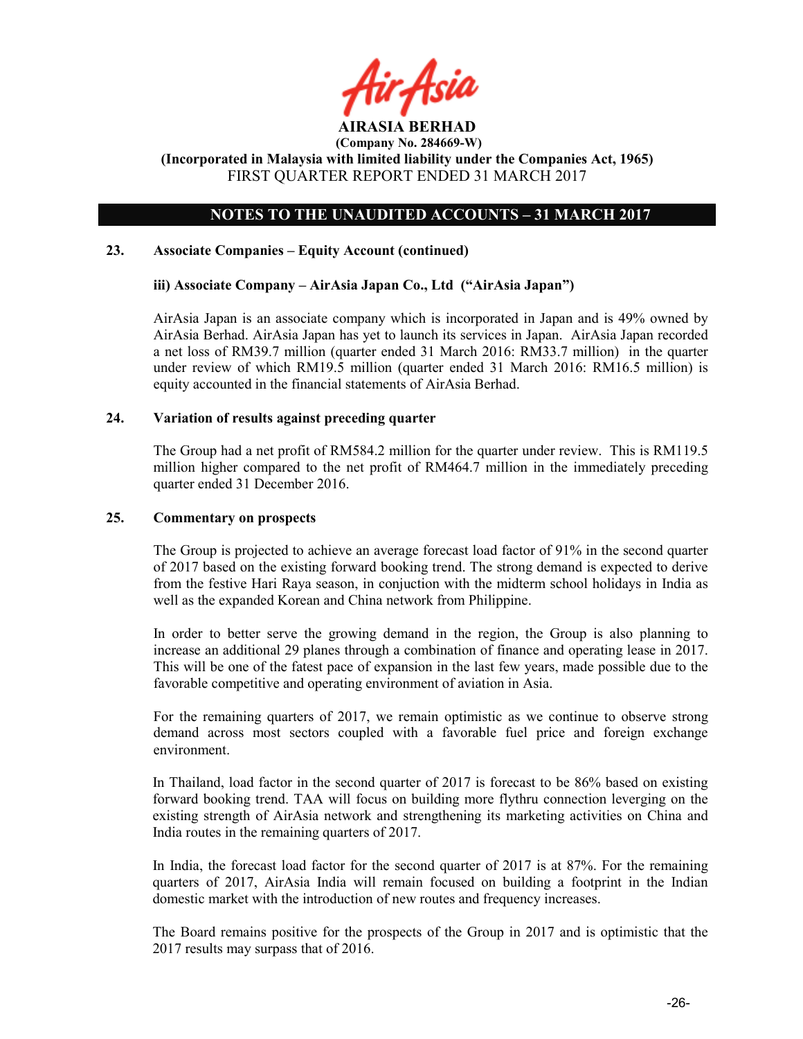## NOTES TO THE UNAUDITED ACCOUNTS – 31 MARCH 2017

### 23. Associate Companies – Equity Account (continued)

**iii) Associate Company – AirAsia Japan Co., Ltd ("AirAsia Japan")**

AirAsia Japan is an associate company which is incorporated in Japan and is 49% owned by AirAsia Berhad. AirAsia Japan has yet to launch its services in Japan. AirAsia Japan recorded a net loss of RM39.7 million (quarter ended 31 March 2016: RM33.7 million) in the quarter under review of which RM19.5 million (quarter ended 31 March 2016: RM16.5 million) is equity accounted in the financial statements of AirAsia Berhad.

### 24. Variation of results against preceding quarter

The Group had a net profit of RM584.2 million for the quarter under review. This is RM119.5 million higher compared to the net profit of RM464.7 million in the immediately preceding quarter ended 31 December 2016.

### 25. Commentary on prospects

The Group is projected to achieve an average forecast load factor of 91% in the second quarter of 2017 based on the existing forward booking trend. The strong demand is expected to derive from the festive Hari Raya season, in conjuction with the midterm school holidays in India as well as the expanded Korean and China network from Philippine.

In order to better serve the growing demand in the region, the Group is also planning to increase an additional 29 planes through a combination of finance and operating lease in 2017. This will be one of the fatest pace of expansion in the last few years, made possible due to the favorable competitive and operating environment of aviation in Asia.

For the remaining quarters of 2017, we remain optimistic as we continue to observe strong demand across most sectors coupled with a favorable fuel price and foreign exchange environment.

In Thailand, load factor in the second quarter of 2017 is forecast to be 86% based on existing forward booking trend. TAA will focus on building more flythru connection leverging on the existing strength of AirAsia network and strengthening its marketing activities on China and India routes in the remaining quarters of 2017.

In India, the forecast load factor for the second quarter of 2017 is at 87%. For the remaining quarters of 2017, AirAsia India will remain focused on building a footprint in the Indian domestic market with the introduction of new routes and frequency increases.

The Board remains positive for the prospects of the Group in 2017 and is optimistic that the 2017 results may surpass that of 2016.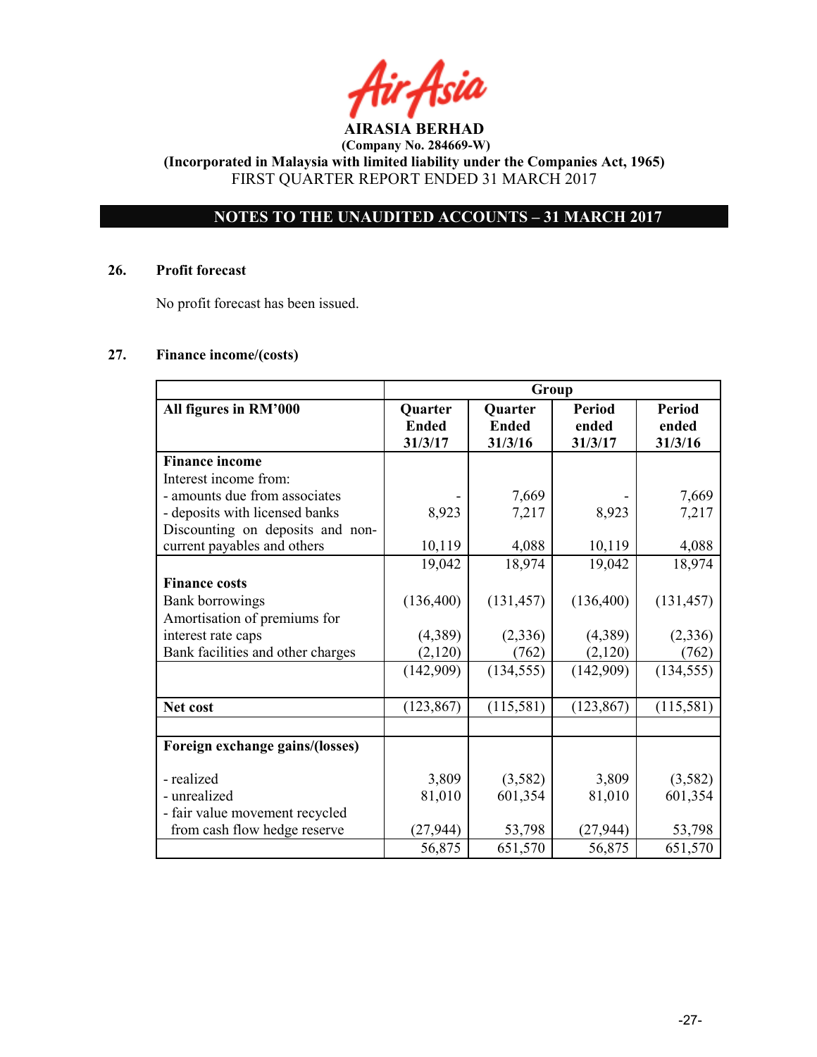AIRASIA BERHAD
(Company No. 284669-W)
(Incorporated in Malaysia with limited liability under the Companies Act, 1965)
FIRST QUARTER REPORT ENDED 31 MARCH 2017

## NOTES TO THE UNAUDITED ACCOUNTS – 31 MARCH 2017

### 26. Profit forecast

No profit forecast has been issued.

### 27. Finance income/(costs)

| | Group | | | |
|---|---|---|---|---|
| **All figures in RM'000** | **Quarter Ended 31/3/17** | **Quarter Ended 31/3/16** | **Period ended 31/3/17** | **Period ended 31/3/16** |
| **Finance income** | | | | |
| Interest income from: | | | | |
| - amounts due from associates | - | 7,669 | - | 7,669 |
| - deposits with licensed banks | 8,923 | 7,217 | 8,923 | 7,217 |
| Discounting on deposits and non-current payables and others | 10,119 | 4,088 | 10,119 | 4,088 |
| | 19,042 | 18,974 | 19,042 | 18,974 |
| **Finance costs** | | | | |
| Bank borrowings | (136,400) | (131,457) | (136,400) | (131,457) |
| Amortisation of premiums for interest rate caps | (4,389) | (2,336) | (4,389) | (2,336) |
| Bank facilities and other charges | (2,120) | (762) | (2,120) | (762) |
| | (142,909) | (134,555) | (142,909) | (134,555) |
| **Net cost** | (123,867) | (115,581) | (123,867) | (115,581) |
| | | | | |
| **Foreign exchange gains/(losses)** | | | | |
| - realized | 3,809 | (3,582) | 3,809 | (3,582) |
| - unrealized | 81,010 | 601,354 | 81,010 | 601,354 |
| - fair value movement recycled from cash flow hedge reserve | (27,944) | 53,798 | (27,944) | 53,798 |
| | 56,875 | 651,570 | 56,875 | 651,570 |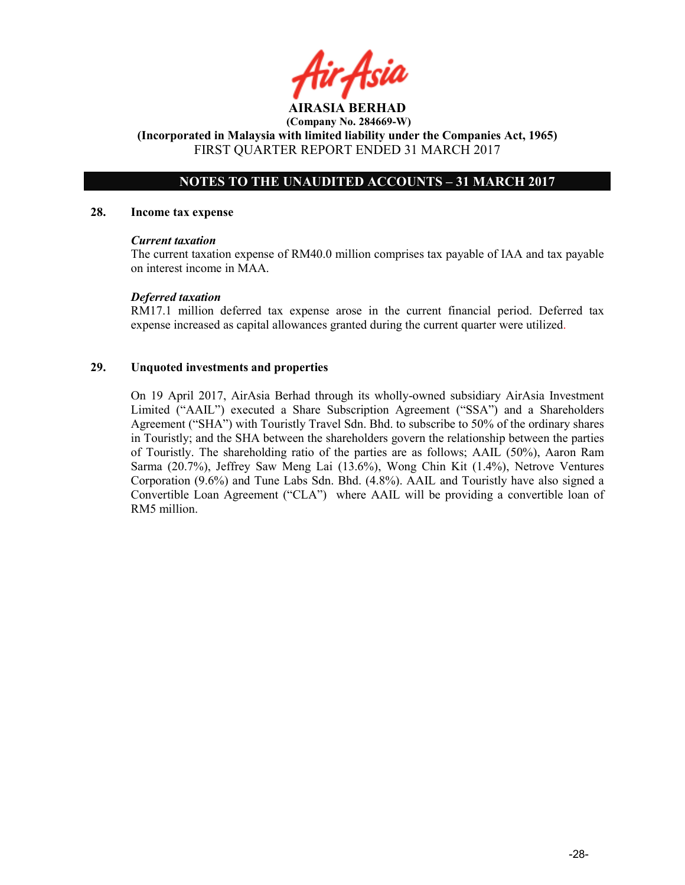## 28. Income tax expense

***Current taxation***

The current taxation expense of RM40.0 million comprises tax payable of IAA and tax payable on interest income in MAA.

***Deferred taxation***

RM17.1 million deferred tax expense arose in the current financial period. Deferred tax expense increased as capital allowances granted during the current quarter were utilized.

## 29. Unquoted investments and properties

On 19 April 2017, AirAsia Berhad through its wholly-owned subsidiary AirAsia Investment Limited ("AAIL") executed a Share Subscription Agreement ("SSA") and a Shareholders Agreement ("SHA") with Touristly Travel Sdn. Bhd. to subscribe to 50% of the ordinary shares in Touristly; and the SHA between the shareholders govern the relationship between the parties of Touristly. The shareholding ratio of the parties are as follows; AAIL (50%), Aaron Ram Sarma (20.7%), Jeffrey Saw Meng Lai (13.6%), Wong Chin Kit (1.4%), Netrove Ventures Corporation (9.6%) and Tune Labs Sdn. Bhd. (4.8%). AAIL and Touristly have also signed a Convertible Loan Agreement ("CLA") where AAIL will be providing a convertible loan of RM5 million.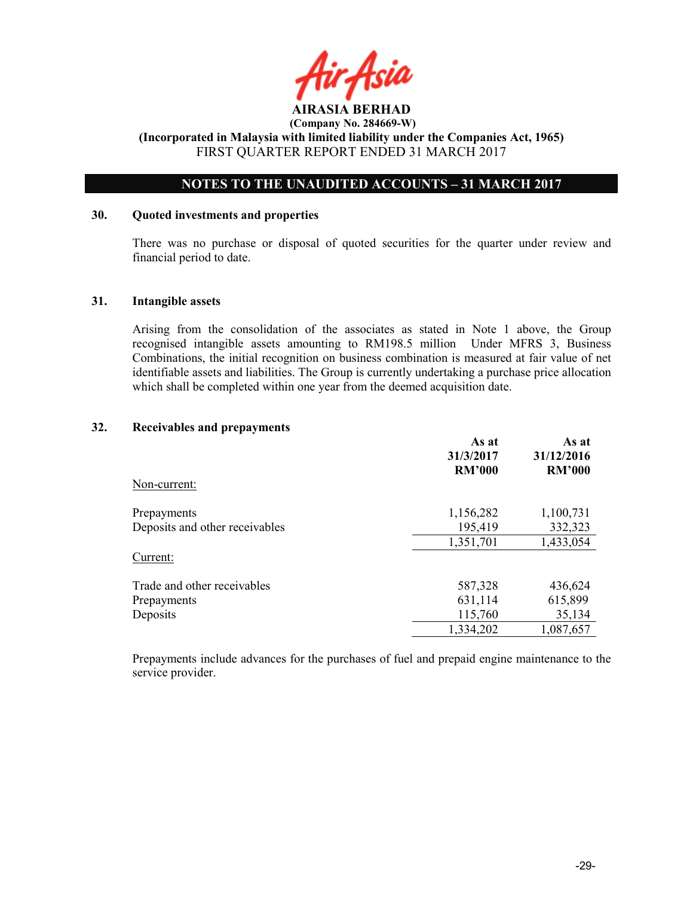## 30. Quoted investments and properties

There was no purchase or disposal of quoted securities for the quarter under review and financial period to date.

## 31. Intangible assets

Arising from the consolidation of the associates as stated in Note 1 above, the Group recognised intangible assets amounting to RM198.5 million Under MFRS 3, Business Combinations, the initial recognition on business combination is measured at fair value of net identifiable assets and liabilities. The Group is currently undertaking a purchase price allocation which shall be completed within one year from the deemed acquisition date.

## 32. Receivables and prepayments

| | As at 31/3/2017 RM'000 | As at 31/12/2016 RM'000 |
|---|---|---|
| Non-current: | | |
| Prepayments | 1,156,282 | 1,100,731 |
| Deposits and other receivables | 195,419 | 332,323 |
| | 1,351,701 | 1,433,054 |
| Current: | | |
| Trade and other receivables | 587,328 | 436,624 |
| Prepayments | 631,114 | 615,899 |
| Deposits | 115,760 | 35,134 |
| | 1,334,202 | 1,087,657 |

Prepayments include advances for the purchases of fuel and prepaid engine maintenance to the service provider.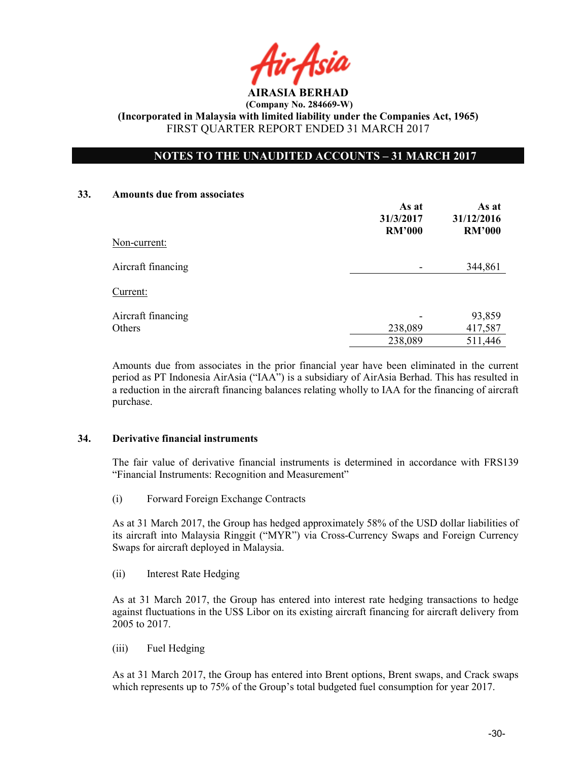## 33. Amounts due from associates

| | As at 31/3/2017 RM'000 | As at 31/12/2016 RM'000 |
|---|---|---|
| Non-current: | | |
| Aircraft financing | - | 344,861 |
| Current: | | |
| Aircraft financing | - | 93,859 |
| Others | 238,089 | 417,587 |
| | 238,089 | 511,446 |

Amounts due from associates in the prior financial year have been eliminated in the current period as PT Indonesia AirAsia ("IAA") is a subsidiary of AirAsia Berhad. This has resulted in a reduction in the aircraft financing balances relating wholly to IAA for the financing of aircraft purchase.

## 34. Derivative financial instruments

The fair value of derivative financial instruments is determined in accordance with FRS139 "Financial Instruments: Recognition and Measurement"

(i) Forward Foreign Exchange Contracts

As at 31 March 2017, the Group has hedged approximately 58% of the USD dollar liabilities of its aircraft into Malaysia Ringgit ("MYR") via Cross-Currency Swaps and Foreign Currency Swaps for aircraft deployed in Malaysia.

(ii) Interest Rate Hedging

As at 31 March 2017, the Group has entered into interest rate hedging transactions to hedge against fluctuations in the US$ Libor on its existing aircraft financing for aircraft delivery from 2005 to 2017.

(iii) Fuel Hedging

As at 31 March 2017, the Group has entered into Brent options, Brent swaps, and Crack swaps which represents up to 75% of the Group's total budgeted fuel consumption for year 2017.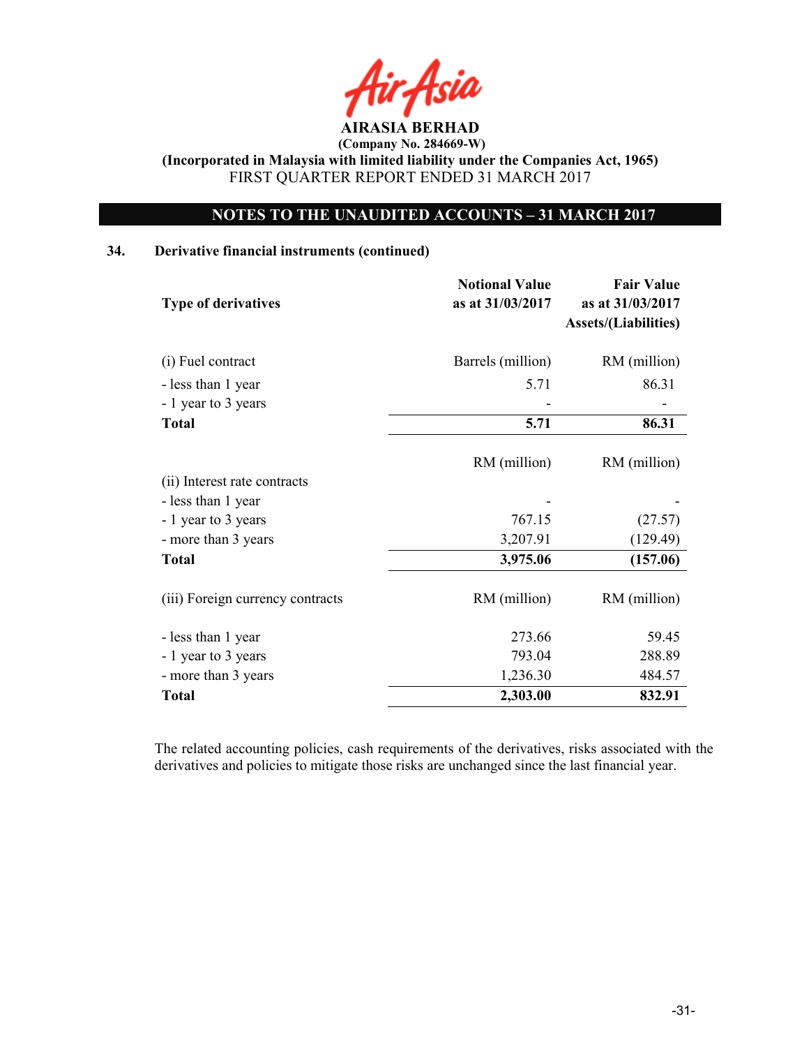**AIRASIA BERHAD**
**(Company No. 284669-W)**
**(Incorporated in Malaysia with limited liability under the Companies Act, 1965)**
FIRST QUARTER REPORT ENDED 31 MARCH 2017

**NOTES TO THE UNAUDITED ACCOUNTS – 31 MARCH 2017**

## 34. Derivative financial instruments (continued)

| Type of derivatives | Notional Value as at 31/03/2017 | Fair Value as at 31/03/2017 Assets/(Liabilities) |
|---|---|---|
| (i) Fuel contract | Barrels (million) | RM (million) |
| - less than 1 year | 5.71 | 86.31 |
| - 1 year to 3 years | - | - |
| **Total** | **5.71** | **86.31** |
| | RM (million) | RM (million) |
| (ii) Interest rate contracts | | |
| - less than 1 year | - | - |
| - 1 year to 3 years | 767.15 | (27.57) |
| - more than 3 years | 3,207.91 | (129.49) |
| **Total** | **3,975.06** | **(157.06)** |
| (iii) Foreign currency contracts | RM (million) | RM (million) |
| - less than 1 year | 273.66 | 59.45 |
| - 1 year to 3 years | 793.04 | 288.89 |
| - more than 3 years | 1,236.30 | 484.57 |
| **Total** | **2,303.00** | **832.91** |

The related accounting policies, cash requirements of the derivatives, risks associated with the derivatives and policies to mitigate those risks are unchanged since the last financial year.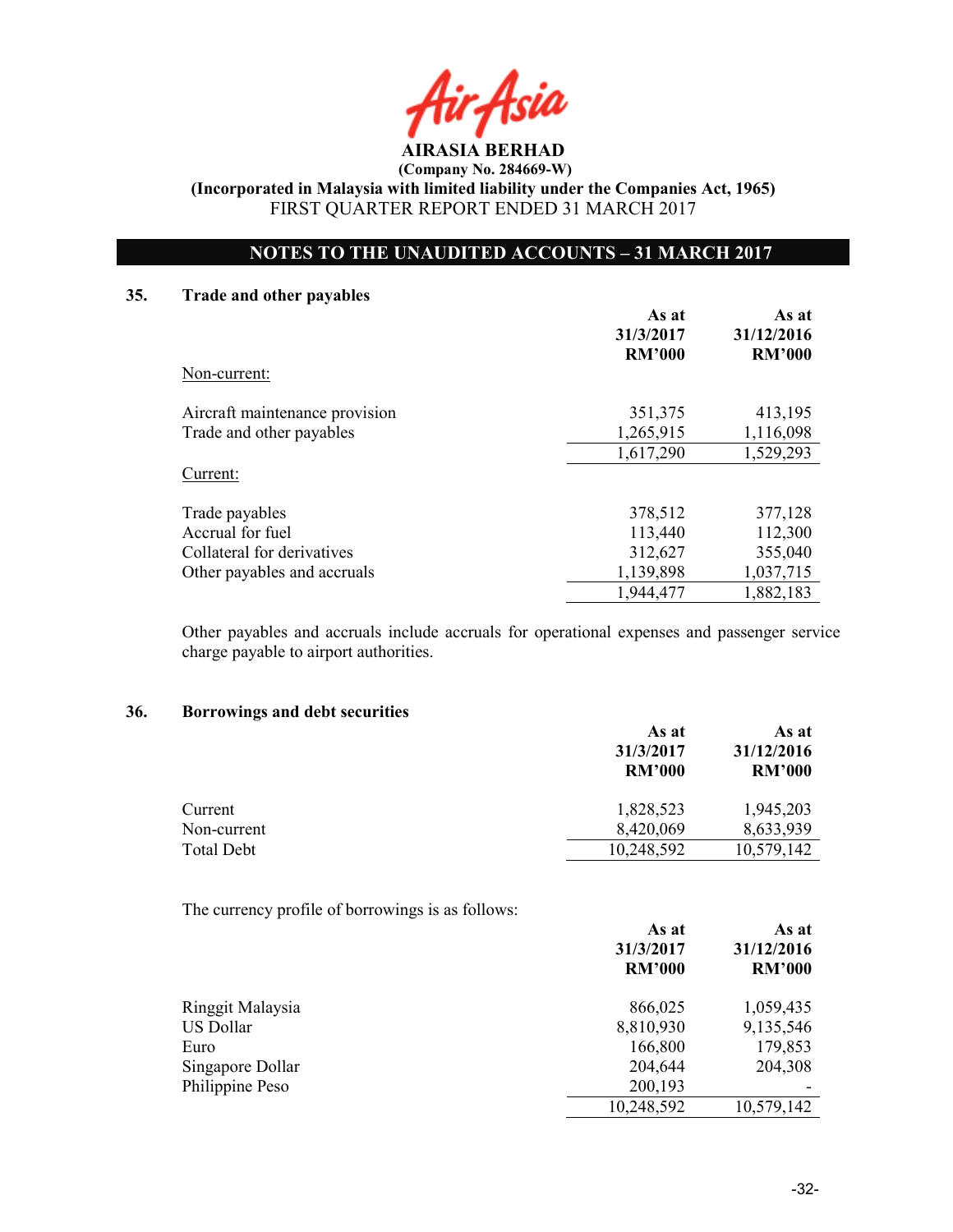**AIRASIA BERHAD**
**(Company No. 284669-W)**
**(Incorporated in Malaysia with limited liability under the Companies Act, 1965)**
FIRST QUARTER REPORT ENDED 31 MARCH 2017

**NOTES TO THE UNAUDITED ACCOUNTS – 31 MARCH 2017**

## 35. Trade and other payables

| | As at 31/3/2017 RM'000 | As at 31/12/2016 RM'000 |
|---|---|---|
| Non-current: | | |
| Aircraft maintenance provision | 351,375 | 413,195 |
| Trade and other payables | 1,265,915 | 1,116,098 |
| | 1,617,290 | 1,529,293 |
| Current: | | |
| Trade payables | 378,512 | 377,128 |
| Accrual for fuel | 113,440 | 112,300 |
| Collateral for derivatives | 312,627 | 355,040 |
| Other payables and accruals | 1,139,898 | 1,037,715 |
| | 1,944,477 | 1,882,183 |

Other payables and accruals include accruals for operational expenses and passenger service charge payable to airport authorities.

## 36. Borrowings and debt securities

| | As at 31/3/2017 RM'000 | As at 31/12/2016 RM'000 |
|---|---|---|
| Current | 1,828,523 | 1,945,203 |
| Non-current | 8,420,069 | 8,633,939 |
| Total Debt | 10,248,592 | 10,579,142 |

The currency profile of borrowings is as follows:

| | As at 31/3/2017 RM'000 | As at 31/12/2016 RM'000 |
|---|---|---|
| Ringgit Malaysia | 866,025 | 1,059,435 |
| US Dollar | 8,810,930 | 9,135,546 |
| Euro | 166,800 | 179,853 |
| Singapore Dollar | 204,644 | 204,308 |
| Philippine Peso | 200,193 | - |
| | 10,248,592 | 10,579,142 |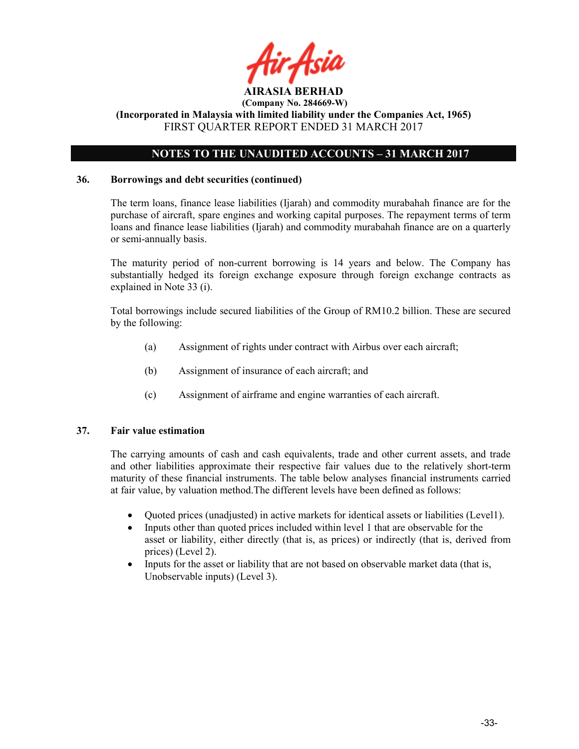## 36. Borrowings and debt securities (continued)

The term loans, finance lease liabilities (Ijarah) and commodity murabahah finance are for the purchase of aircraft, spare engines and working capital purposes. The repayment terms of term loans and finance lease liabilities (Ijarah) and commodity murabahah finance are on a quarterly or semi-annually basis.

The maturity period of non-current borrowing is 14 years and below. The Company has substantially hedged its foreign exchange exposure through foreign exchange contracts as explained in Note 33 (i).

Total borrowings include secured liabilities of the Group of RM10.2 billion. These are secured by the following:

(a) Assignment of rights under contract with Airbus over each aircraft;

(b) Assignment of insurance of each aircraft; and

(c) Assignment of airframe and engine warranties of each aircraft.

## 37. Fair value estimation

The carrying amounts of cash and cash equivalents, trade and other current assets, and trade and other liabilities approximate their respective fair values due to the relatively short-term maturity of these financial instruments. The table below analyses financial instruments carried at fair value, by valuation method.The different levels have been defined as follows:

- Quoted prices (unadjusted) in active markets for identical assets or liabilities (Level1).
- Inputs other than quoted prices included within level 1 that are observable for the asset or liability, either directly (that is, as prices) or indirectly (that is, derived from prices) (Level 2).
- Inputs for the asset or liability that are not based on observable market data (that is, Unobservable inputs) (Level 3).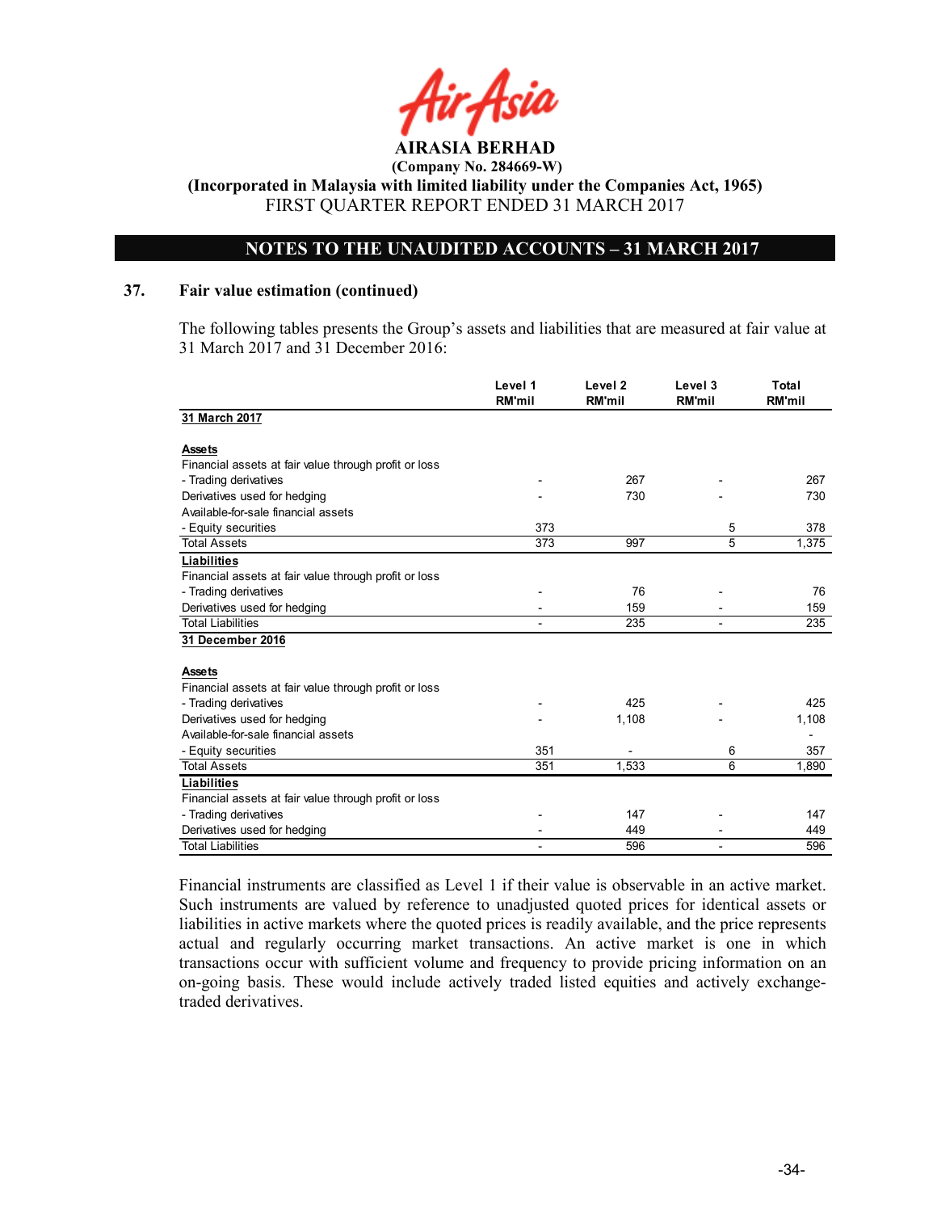**AIRASIA BERHAD**
**(Company No. 284669-W)**
**(Incorporated in Malaysia with limited liability under the Companies Act, 1965)**
FIRST QUARTER REPORT ENDED 31 MARCH 2017

## NOTES TO THE UNAUDITED ACCOUNTS – 31 MARCH 2017

### 37. Fair value estimation (continued)

The following tables presents the Group's assets and liabilities that are measured at fair value at 31 March 2017 and 31 December 2016:

| | Level 1 RM'mil | Level 2 RM'mil | Level 3 RM'mil | Total RM'mil |
|---|---|---|---|---|
| **31 March 2017** | | | | |
| **Assets** | | | | |
| Financial assets at fair value through profit or loss | | | | |
| - Trading derivatives | - | 267 | - | 267 |
| Derivatives used for hedging | - | 730 | - | 730 |
| Available-for-sale financial assets | | | | |
| - Equity securities | 373 | | 5 | 378 |
| Total Assets | 373 | 997 | 5 | 1,375 |
| **Liabilities** | | | | |
| Financial assets at fair value through profit or loss | | | | |
| - Trading derivatives | - | 76 | - | 76 |
| Derivatives used for hedging | - | 159 | - | 159 |
| Total Liabilities | - | 235 | - | 235 |
| **31 December 2016** | | | | |
| **Assets** | | | | |
| Financial assets at fair value through profit or loss | | | | |
| - Trading derivatives | - | 425 | - | 425 |
| Derivatives used for hedging | - | 1,108 | - | 1,108 |
| Available-for-sale financial assets | | | | - |
| - Equity securities | 351 | - | 6 | 357 |
| Total Assets | 351 | 1,533 | 6 | 1,890 |
| **Liabilities** | | | | |
| Financial assets at fair value through profit or loss | | | | |
| - Trading derivatives | - | 147 | - | 147 |
| Derivatives used for hedging | - | 449 | - | 449 |
| Total Liabilities | - | 596 | - | 596 |

Financial instruments are classified as Level 1 if their value is observable in an active market. Such instruments are valued by reference to unadjusted quoted prices for identical assets or liabilities in active markets where the quoted prices is readily available, and the price represents actual and regularly occurring market transactions. An active market is one in which transactions occur with sufficient volume and frequency to provide pricing information on an on-going basis. These would include actively traded listed equities and actively exchange-traded derivatives.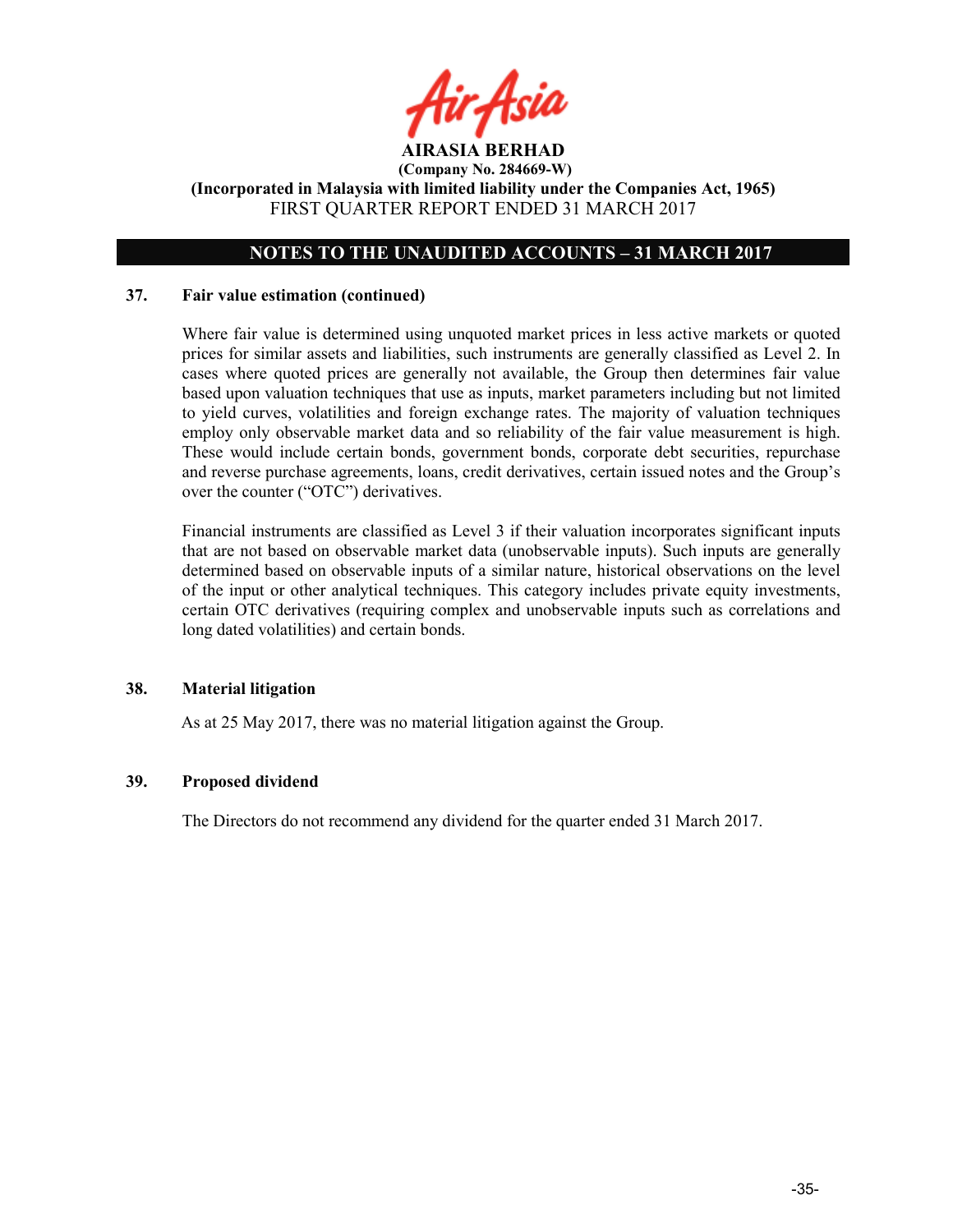## 37. Fair value estimation (continued)

Where fair value is determined using unquoted market prices in less active markets or quoted prices for similar assets and liabilities, such instruments are generally classified as Level 2. In cases where quoted prices are generally not available, the Group then determines fair value based upon valuation techniques that use as inputs, market parameters including but not limited to yield curves, volatilities and foreign exchange rates. The majority of valuation techniques employ only observable market data and so reliability of the fair value measurement is high. These would include certain bonds, government bonds, corporate debt securities, repurchase and reverse purchase agreements, loans, credit derivatives, certain issued notes and the Group's over the counter ("OTC") derivatives.

Financial instruments are classified as Level 3 if their valuation incorporates significant inputs that are not based on observable market data (unobservable inputs). Such inputs are generally determined based on observable inputs of a similar nature, historical observations on the level of the input or other analytical techniques. This category includes private equity investments, certain OTC derivatives (requiring complex and unobservable inputs such as correlations and long dated volatilities) and certain bonds.

## 38. Material litigation

As at 25 May 2017, there was no material litigation against the Group.

## 39. Proposed dividend

The Directors do not recommend any dividend for the quarter ended 31 March 2017.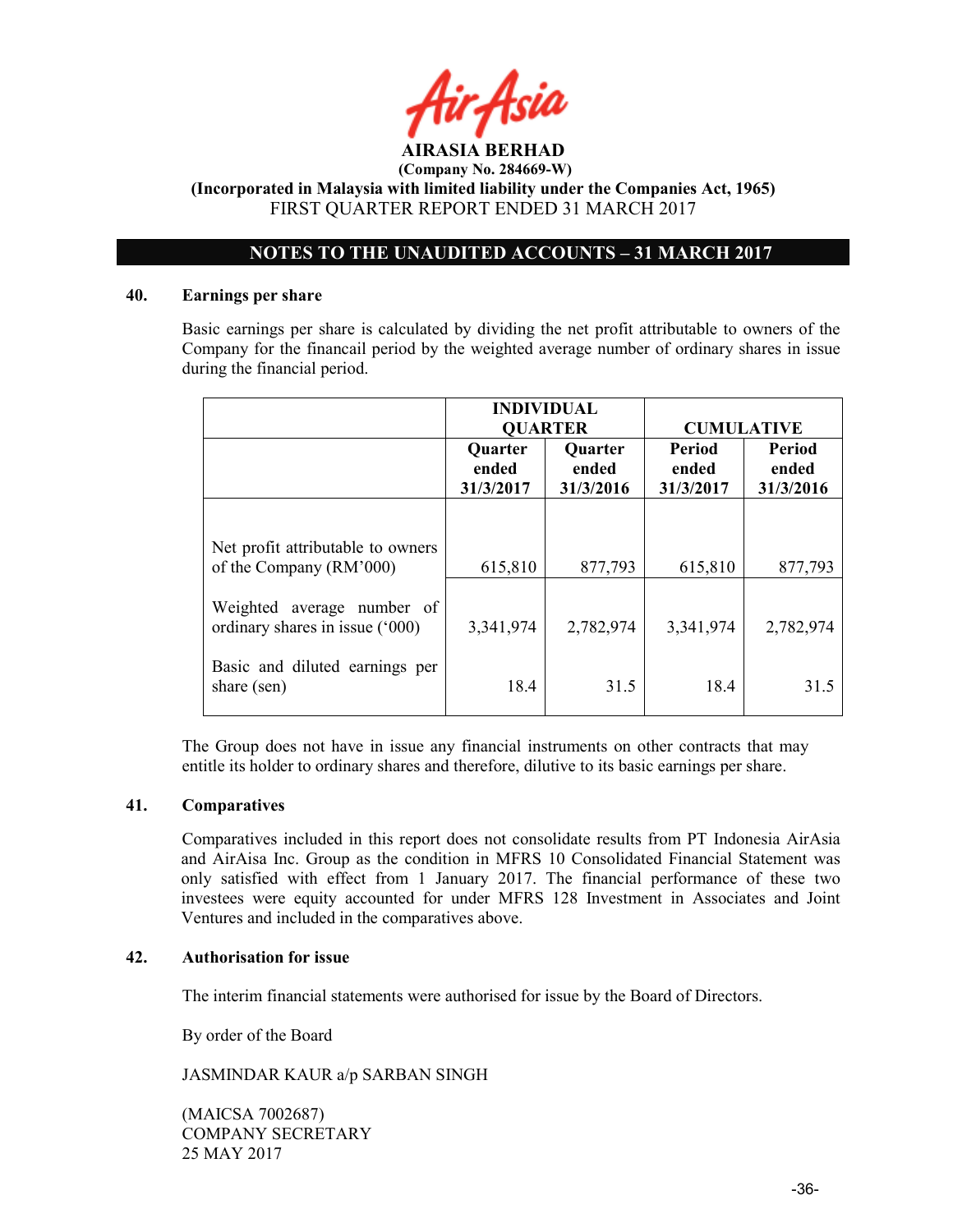# AIRASIA BERHAD

**(Company No. 284669-W)**

**(Incorporated in Malaysia with limited liability under the Companies Act, 1965)**

FIRST QUARTER REPORT ENDED 31 MARCH 2017

## NOTES TO THE UNAUDITED ACCOUNTS – 31 MARCH 2017

### 40. Earnings per share

Basic earnings per share is calculated by dividing the net profit attributable to owners of the Company for the financail period by the weighted average number of ordinary shares in issue during the financial period.

| | INDIVIDUAL QUARTER | | CUMULATIVE | |
|---|---|---|---|---|
| | **Quarter ended 31/3/2017** | **Quarter ended 31/3/2016** | **Period ended 31/3/2017** | **Period ended 31/3/2016** |
| Net profit attributable to owners of the Company (RM'000) | 615,810 | 877,793 | 615,810 | 877,793 |
| Weighted average number of ordinary shares in issue ('000) | 3,341,974 | 2,782,974 | 3,341,974 | 2,782,974 |
| Basic and diluted earnings per share (sen) | 18.4 | 31.5 | 18.4 | 31.5 |

The Group does not have in issue any financial instruments on other contracts that may entitle its holder to ordinary shares and therefore, dilutive to its basic earnings per share.

### 41. Comparatives

Comparatives included in this report does not consolidate results from PT Indonesia AirAsia and AirAisa Inc. Group as the condition in MFRS 10 Consolidated Financial Statement was only satisfied with effect from 1 January 2017. The financial performance of these two investees were equity accounted for under MFRS 128 Investment in Associates and Joint Ventures and included in the comparatives above.

### 42. Authorisation for issue

The interim financial statements were authorised for issue by the Board of Directors.

By order of the Board

JASMINDAR KAUR a/p SARBAN SINGH

(MAICSA 7002687)
COMPANY SECRETARY
25 MAY 2017